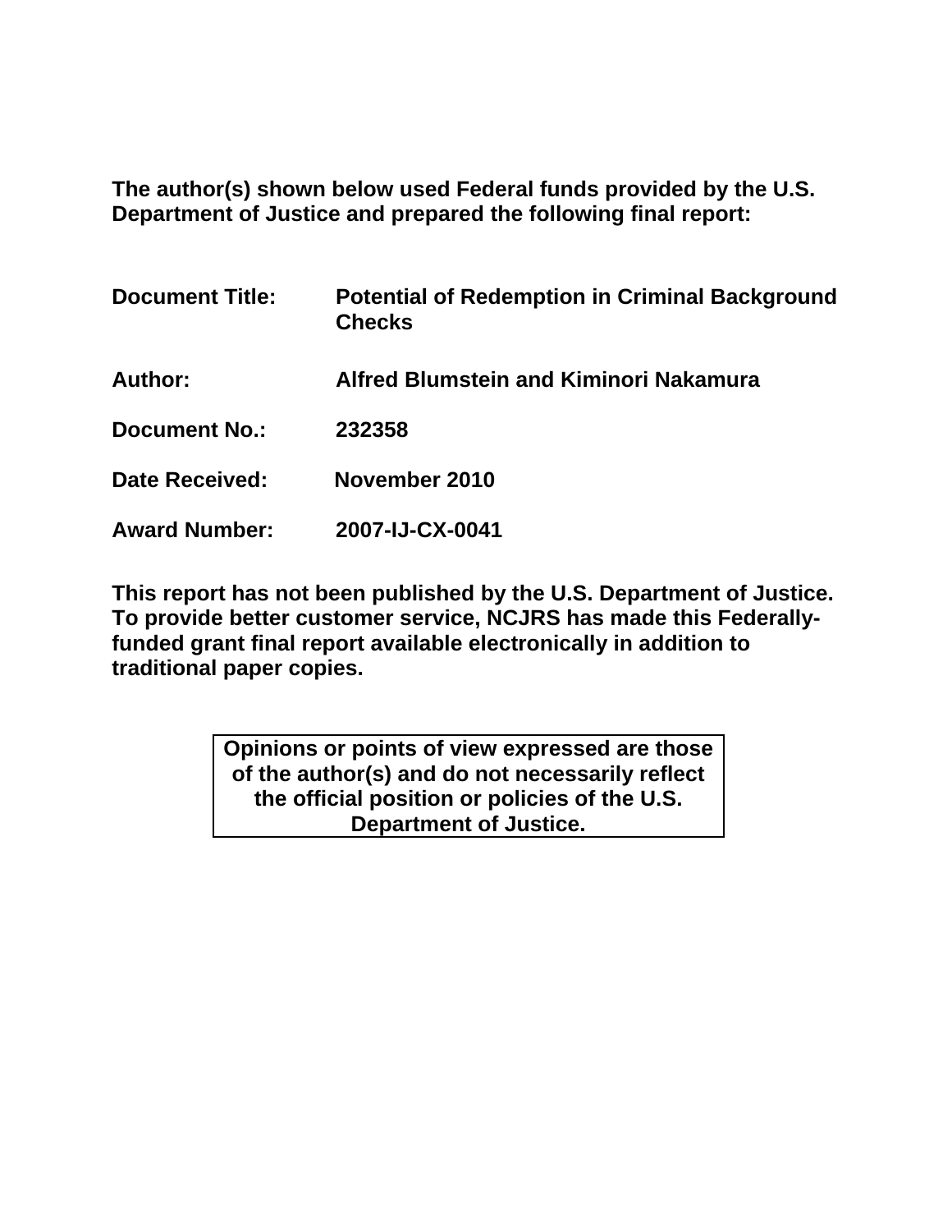**The author(s) shown below used Federal funds provided by the U.S. Department of Justice and prepared the following final report:**

| | |
|---|---|
| **Document Title:** | **Potential of Redemption in Criminal Background Checks** |
| **Author:** | **Alfred Blumstein and Kiminori Nakamura** |
| **Document No.:** | **232358** |
| **Date Received:** | **November 2010** |
| **Award Number:** | **2007-IJ-CX-0041** |

**This report has not been published by the U.S. Department of Justice. To provide better customer service, NCJRS has made this Federally-funded grant final report available electronically in addition to traditional paper copies.**

**Opinions or points of view expressed are those of the author(s) and do not necessarily reflect the official position or policies of the U.S. Department of Justice.**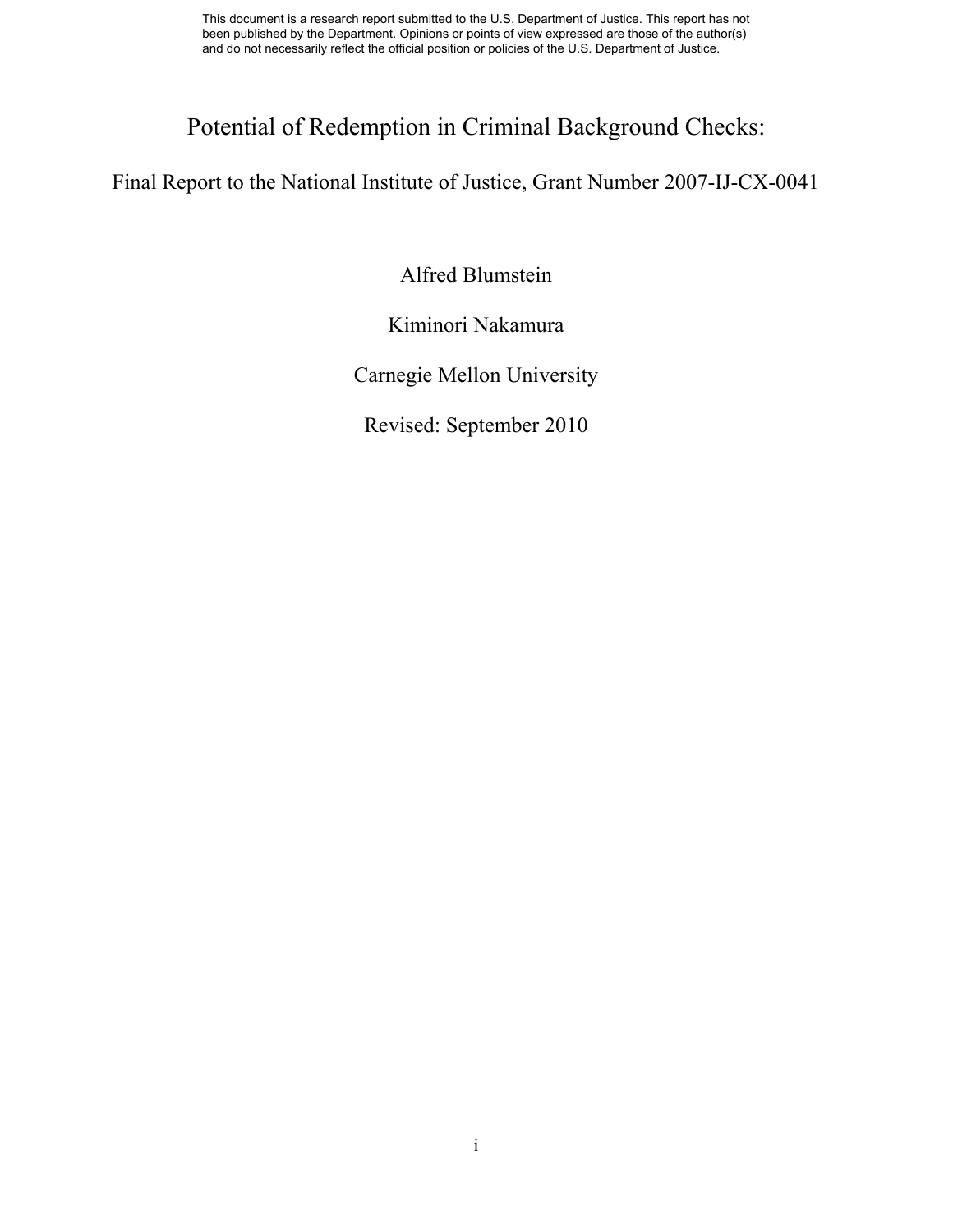This document is a research report submitted to the U.S. Department of Justice. This report has not been published by the Department. Opinions or points of view expressed are those of the author(s) and do not necessarily reflect the official position or policies of the U.S. Department of Justice.

# Potential of Redemption in Criminal Background Checks:

## Final Report to the National Institute of Justice, Grant Number 2007-IJ-CX-0041

Alfred Blumstein

Kiminori Nakamura

Carnegie Mellon University

Revised: September 2010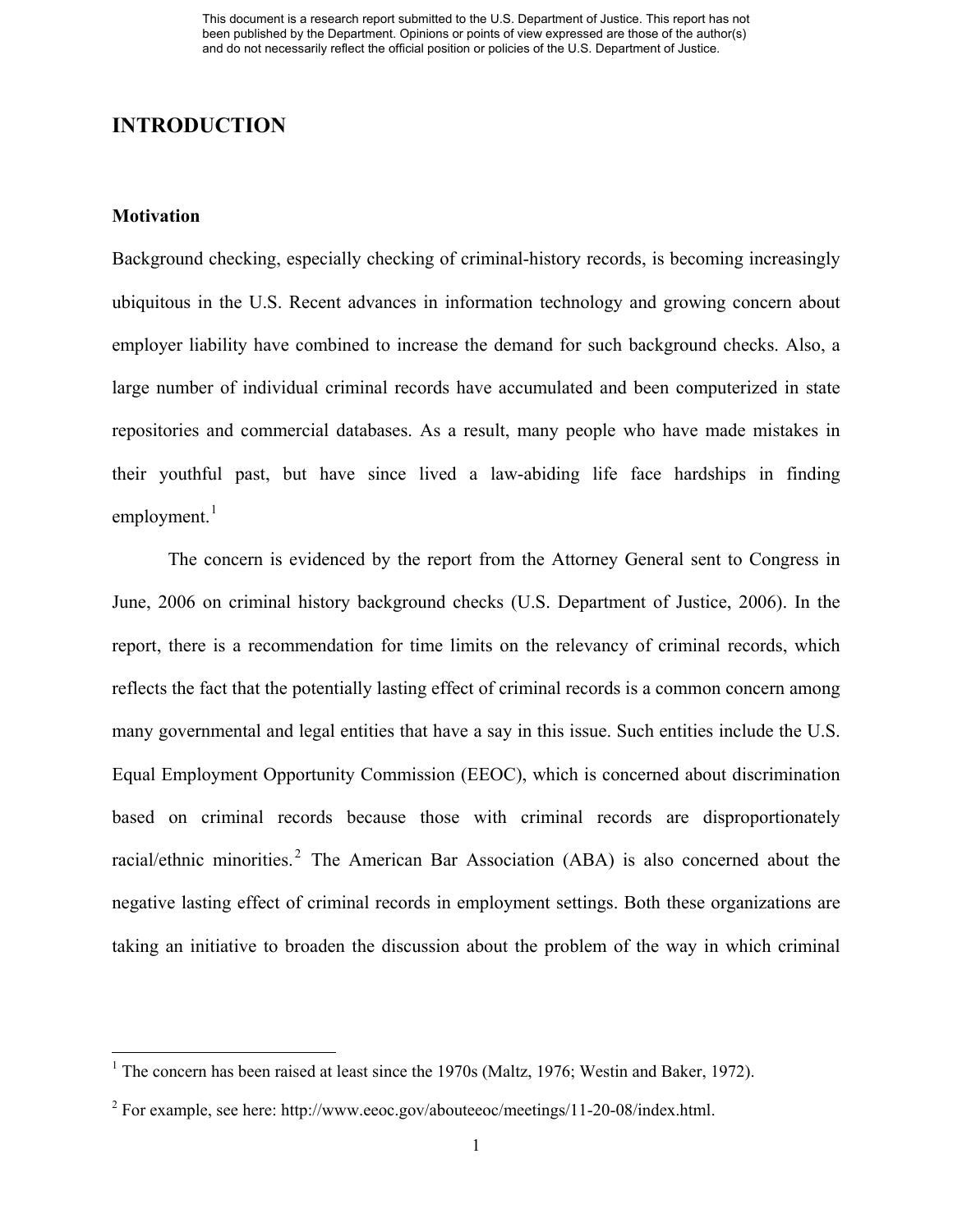This document is a research report submitted to the U.S. Department of Justice. This report has not been published by the Department. Opinions or points of view expressed are those of the author(s) and do not necessarily reflect the official position or policies of the U.S. Department of Justice.

# INTRODUCTION

## Motivation

Background checking, especially checking of criminal-history records, is becoming increasingly ubiquitous in the U.S. Recent advances in information technology and growing concern about employer liability have combined to increase the demand for such background checks. Also, a large number of individual criminal records have accumulated and been computerized in state repositories and commercial databases. As a result, many people who have made mistakes in their youthful past, but have since lived a law-abiding life face hardships in finding employment.[1]

The concern is evidenced by the report from the Attorney General sent to Congress in June, 2006 on criminal history background checks (U.S. Department of Justice, 2006). In the report, there is a recommendation for time limits on the relevancy of criminal records, which reflects the fact that the potentially lasting effect of criminal records is a common concern among many governmental and legal entities that have a say in this issue. Such entities include the U.S. Equal Employment Opportunity Commission (EEOC), which is concerned about discrimination based on criminal records because those with criminal records are disproportionately racial/ethnic minorities.[2] The American Bar Association (ABA) is also concerned about the negative lasting effect of criminal records in employment settings. Both these organizations are taking an initiative to broaden the discussion about the problem of the way in which criminal

---

[1] The concern has been raised at least since the 1970s (Maltz, 1976; Westin and Baker, 1972).

[2] For example, see here: http://www.eeoc.gov/abouteeoc/meetings/11-20-08/index.html.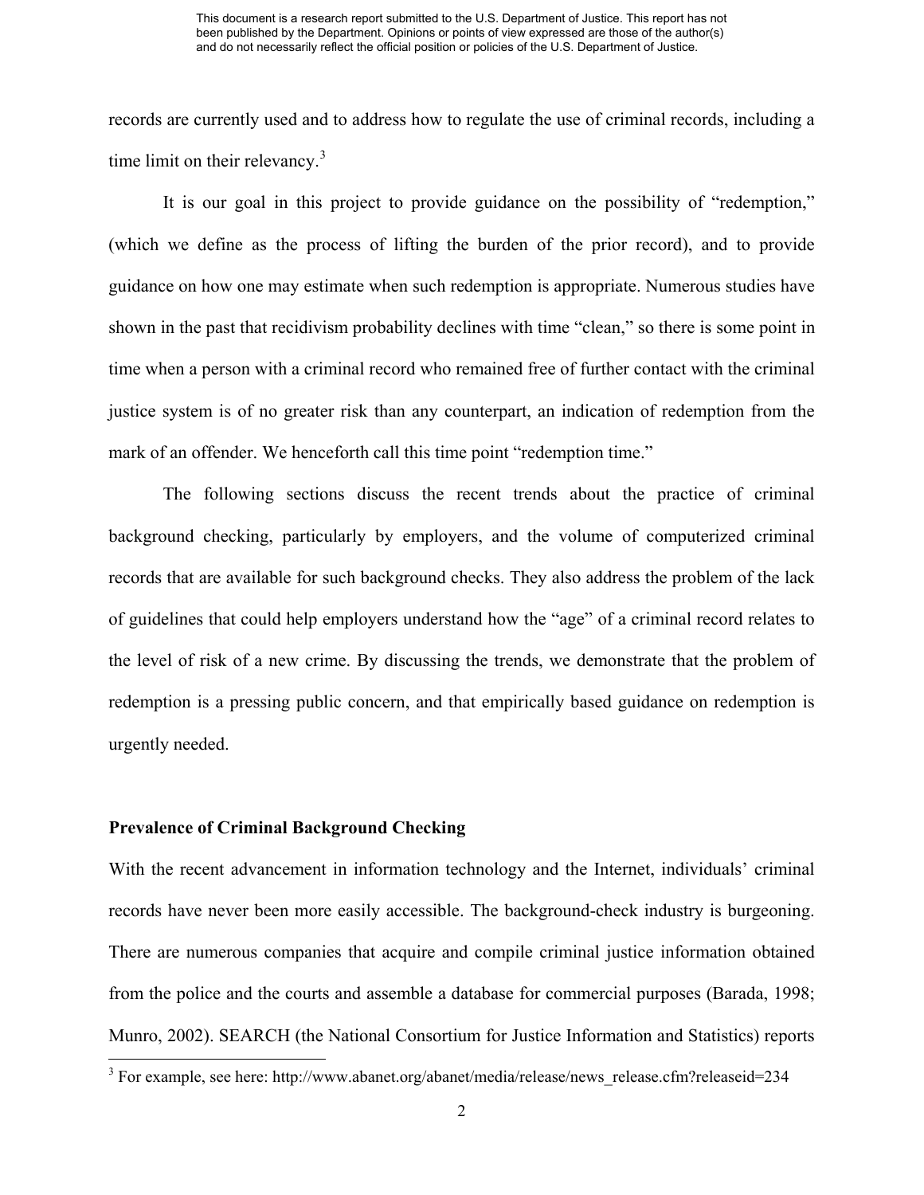records are currently used and to address how to regulate the use of criminal records, including a time limit on their relevancy.[3]

It is our goal in this project to provide guidance on the possibility of "redemption," (which we define as the process of lifting the burden of the prior record), and to provide guidance on how one may estimate when such redemption is appropriate. Numerous studies have shown in the past that recidivism probability declines with time "clean," so there is some point in time when a person with a criminal record who remained free of further contact with the criminal justice system is of no greater risk than any counterpart, an indication of redemption from the mark of an offender. We henceforth call this time point "redemption time."

The following sections discuss the recent trends about the practice of criminal background checking, particularly by employers, and the volume of computerized criminal records that are available for such background checks. They also address the problem of the lack of guidelines that could help employers understand how the "age" of a criminal record relates to the level of risk of a new crime. By discussing the trends, we demonstrate that the problem of redemption is a pressing public concern, and that empirically based guidance on redemption is urgently needed.

**Prevalence of Criminal Background Checking**

With the recent advancement in information technology and the Internet, individuals' criminal records have never been more easily accessible. The background-check industry is burgeoning. There are numerous companies that acquire and compile criminal justice information obtained from the police and the courts and assemble a database for commercial purposes (Barada, 1998; Munro, 2002). SEARCH (the National Consortium for Justice Information and Statistics) reports

[3] For example, see here: http://www.abanet.org/abanet/media/release/news_release.cfm?releaseid=234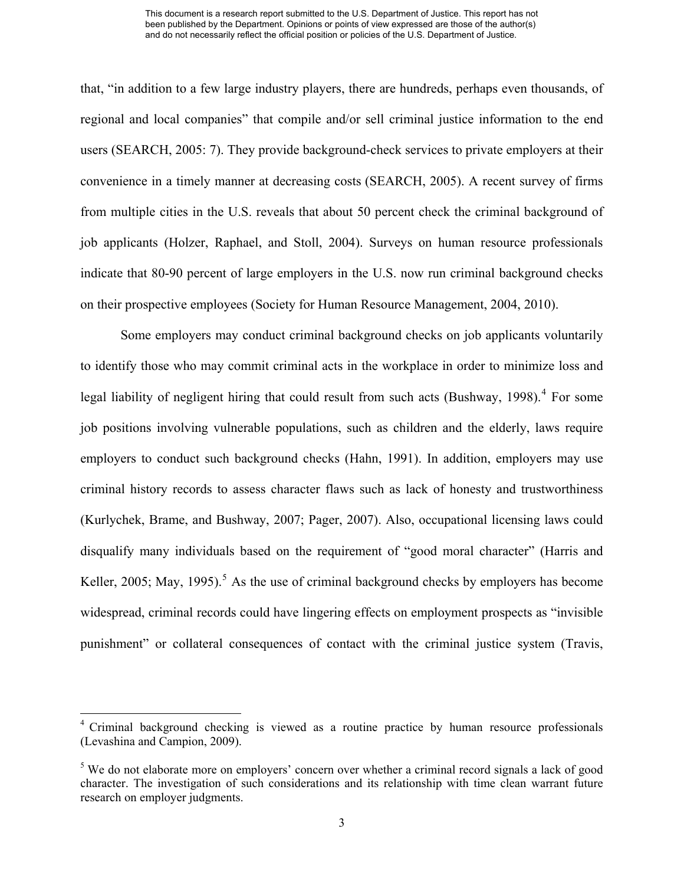that, "in addition to a few large industry players, there are hundreds, perhaps even thousands, of regional and local companies" that compile and/or sell criminal justice information to the end users (SEARCH, 2005: 7). They provide background-check services to private employers at their convenience in a timely manner at decreasing costs (SEARCH, 2005). A recent survey of firms from multiple cities in the U.S. reveals that about 50 percent check the criminal background of job applicants (Holzer, Raphael, and Stoll, 2004). Surveys on human resource professionals indicate that 80-90 percent of large employers in the U.S. now run criminal background checks on their prospective employees (Society for Human Resource Management, 2004, 2010).

Some employers may conduct criminal background checks on job applicants voluntarily to identify those who may commit criminal acts in the workplace in order to minimize loss and legal liability of negligent hiring that could result from such acts (Bushway, 1998).[4] For some job positions involving vulnerable populations, such as children and the elderly, laws require employers to conduct such background checks (Hahn, 1991). In addition, employers may use criminal history records to assess character flaws such as lack of honesty and trustworthiness (Kurlychek, Brame, and Bushway, 2007; Pager, 2007). Also, occupational licensing laws could disqualify many individuals based on the requirement of "good moral character" (Harris and Keller, 2005; May, 1995).[5] As the use of criminal background checks by employers has become widespread, criminal records could have lingering effects on employment prospects as "invisible punishment" or collateral consequences of contact with the criminal justice system (Travis,

[4] Criminal background checking is viewed as a routine practice by human resource professionals (Levashina and Campion, 2009).

[5] We do not elaborate more on employers' concern over whether a criminal record signals a lack of good character. The investigation of such considerations and its relationship with time clean warrant future research on employer judgments.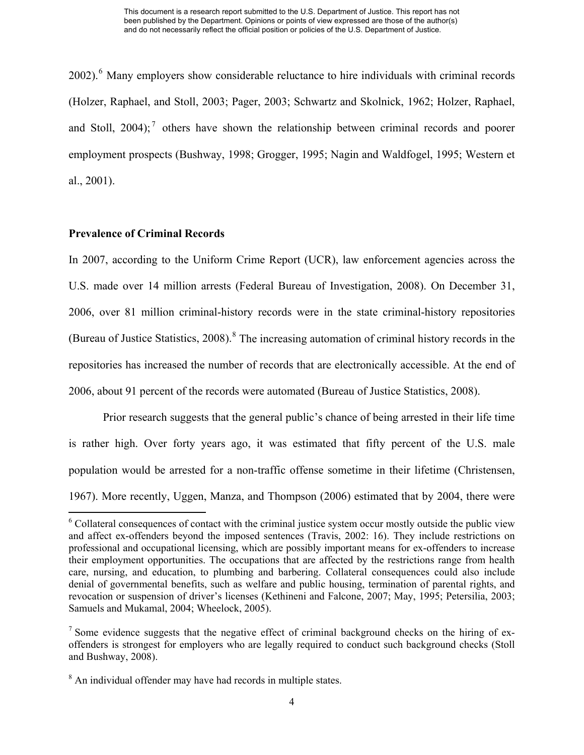2002).[6] Many employers show considerable reluctance to hire individuals with criminal records (Holzer, Raphael, and Stoll, 2003; Pager, 2003; Schwartz and Skolnick, 1962; Holzer, Raphael, and Stoll, 2004);[7] others have shown the relationship between criminal records and poorer employment prospects (Bushway, 1998; Grogger, 1995; Nagin and Waldfogel, 1995; Western et al., 2001).

**Prevalence of Criminal Records**

In 2007, according to the Uniform Crime Report (UCR), law enforcement agencies across the U.S. made over 14 million arrests (Federal Bureau of Investigation, 2008). On December 31, 2006, over 81 million criminal-history records were in the state criminal-history repositories (Bureau of Justice Statistics, 2008).[8] The increasing automation of criminal history records in the repositories has increased the number of records that are electronically accessible. At the end of 2006, about 91 percent of the records were automated (Bureau of Justice Statistics, 2008).

Prior research suggests that the general public's chance of being arrested in their life time is rather high. Over forty years ago, it was estimated that fifty percent of the U.S. male population would be arrested for a non-traffic offense sometime in their lifetime (Christensen, 1967). More recently, Uggen, Manza, and Thompson (2006) estimated that by 2004, there were

[6] Collateral consequences of contact with the criminal justice system occur mostly outside the public view and affect ex-offenders beyond the imposed sentences (Travis, 2002: 16). They include restrictions on professional and occupational licensing, which are possibly important means for ex-offenders to increase their employment opportunities. The occupations that are affected by the restrictions range from health care, nursing, and education, to plumbing and barbering. Collateral consequences could also include denial of governmental benefits, such as welfare and public housing, termination of parental rights, and revocation or suspension of driver's licenses (Kethineni and Falcone, 2007; May, 1995; Petersilia, 2003; Samuels and Mukamal, 2004; Wheelock, 2005).

[7] Some evidence suggests that the negative effect of criminal background checks on the hiring of ex-offenders is strongest for employers who are legally required to conduct such background checks (Stoll and Bushway, 2008).

[8] An individual offender may have had records in multiple states.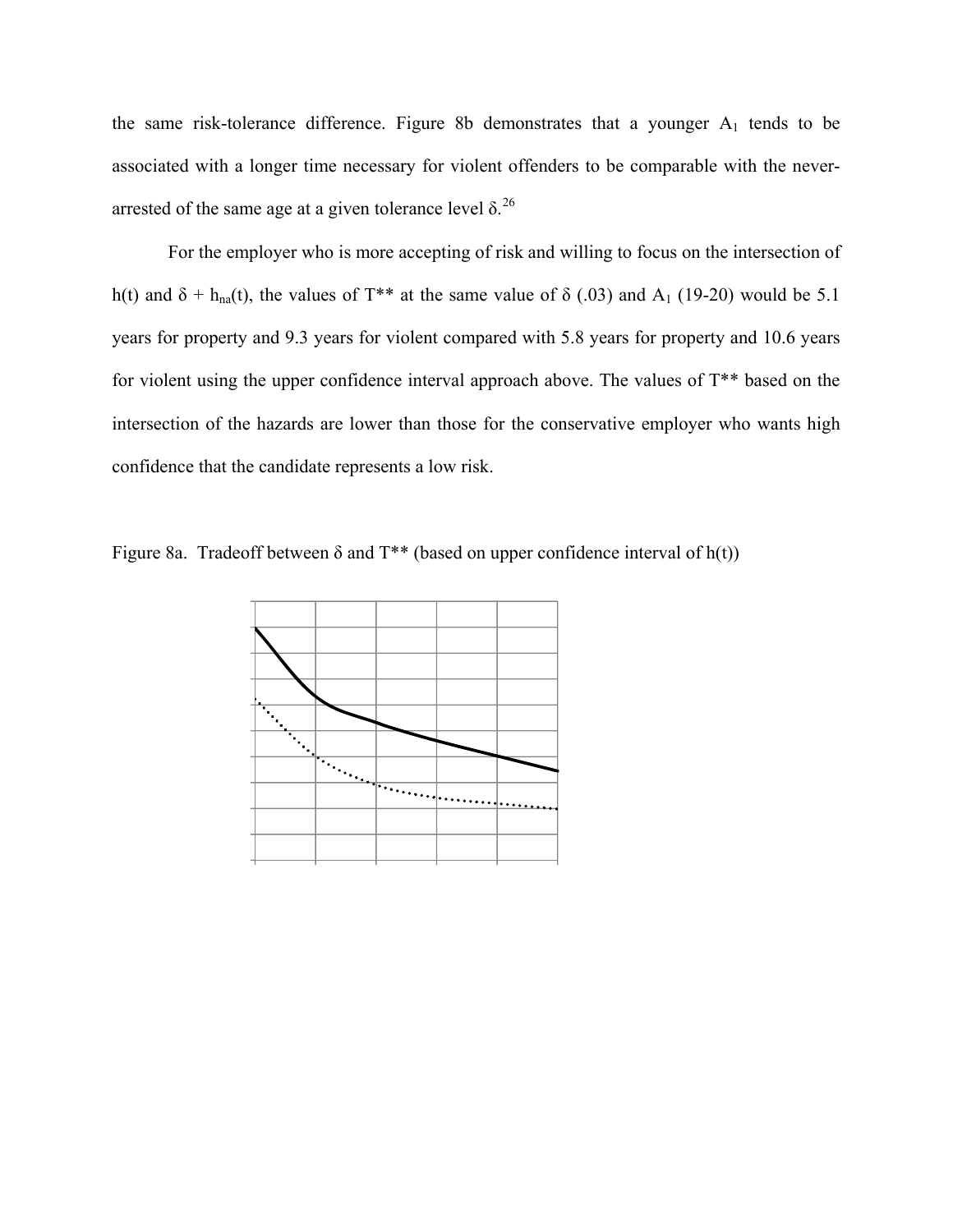the same risk-tolerance difference. Figure 8b demonstrates that a younger $A_1$ tends to be associated with a longer time necessary for violent offenders to be comparable with the never-arrested of the same age at a given tolerance level $\delta$.[26]

For the employer who is more accepting of risk and willing to focus on the intersection of $h(t)$ and $\delta + h_{na}(t)$, the values of $T^{**}$ at the same value of $\delta$ (.03) and $A_1$ (19-20) would be 5.1 years for property and 9.3 years for violent compared with 5.8 years for property and 10.6 years for violent using the upper confidence interval approach above. The values of $T^{**}$ based on the intersection of the hazards are lower than those for the conservative employer who wants high confidence that the candidate represents a low risk.

Figure 8a. Tradeoff between $\delta$ and $T^{**}$ (based on upper confidence interval of $h(t)$)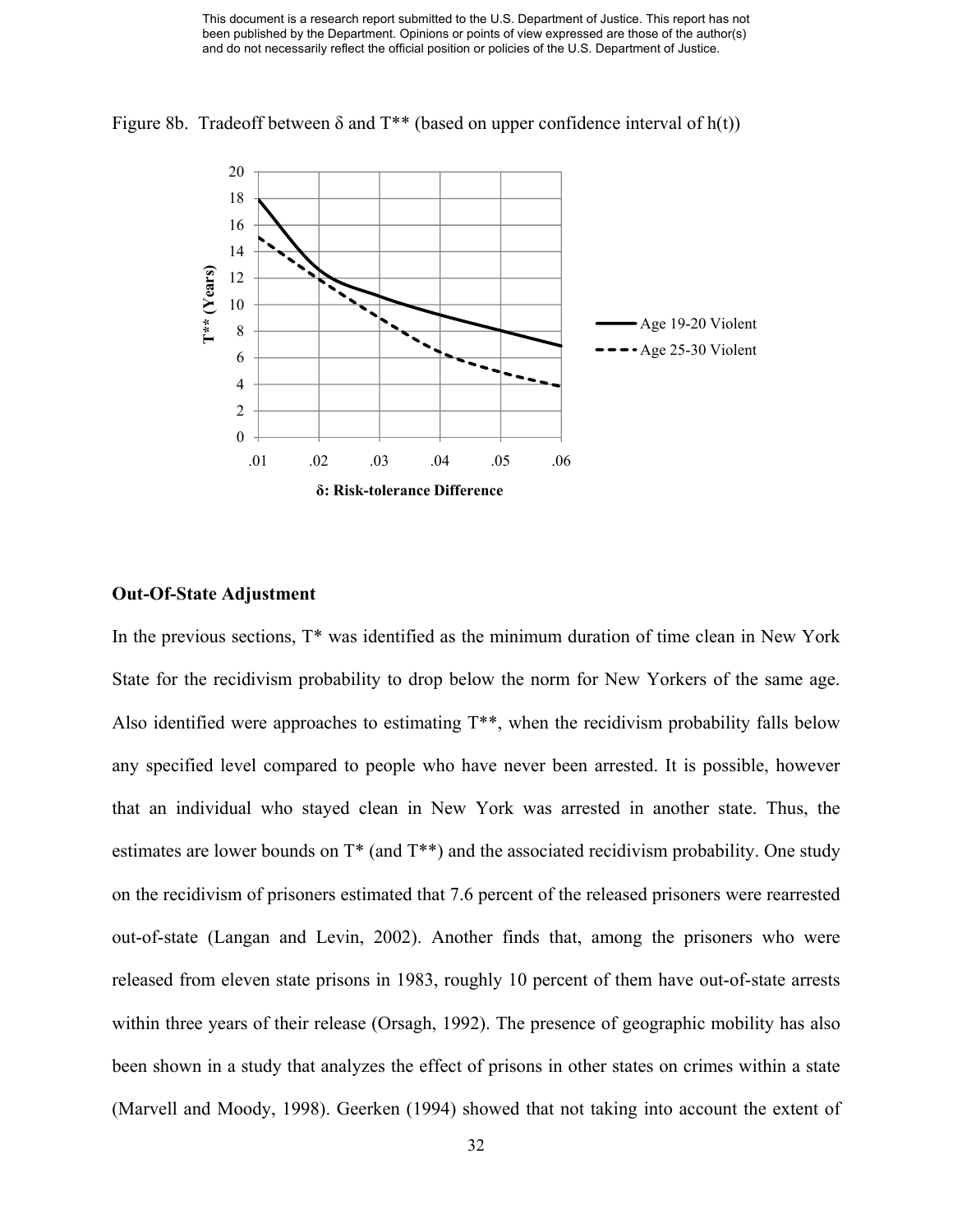Figure 8b. Tradeoff between δ and T** (based on upper confidence interval of h(t))

### Out-Of-State Adjustment

In the previous sections, T* was identified as the minimum duration of time clean in New York State for the recidivism probability to drop below the norm for New Yorkers of the same age. Also identified were approaches to estimating T**, when the recidivism probability falls below any specified level compared to people who have never been arrested. It is possible, however that an individual who stayed clean in New York was arrested in another state. Thus, the estimates are lower bounds on T* (and T**) and the associated recidivism probability. One study on the recidivism of prisoners estimated that 7.6 percent of the released prisoners were rearrested out-of-state (Langan and Levin, 2002). Another finds that, among the prisoners who were released from eleven state prisons in 1983, roughly 10 percent of them have out-of-state arrests within three years of their release (Orsagh, 1992). The presence of geographic mobility has also been shown in a study that analyzes the effect of prisons in other states on crimes within a state (Marvell and Moody, 1998). Geerken (1994) showed that not taking into account the extent of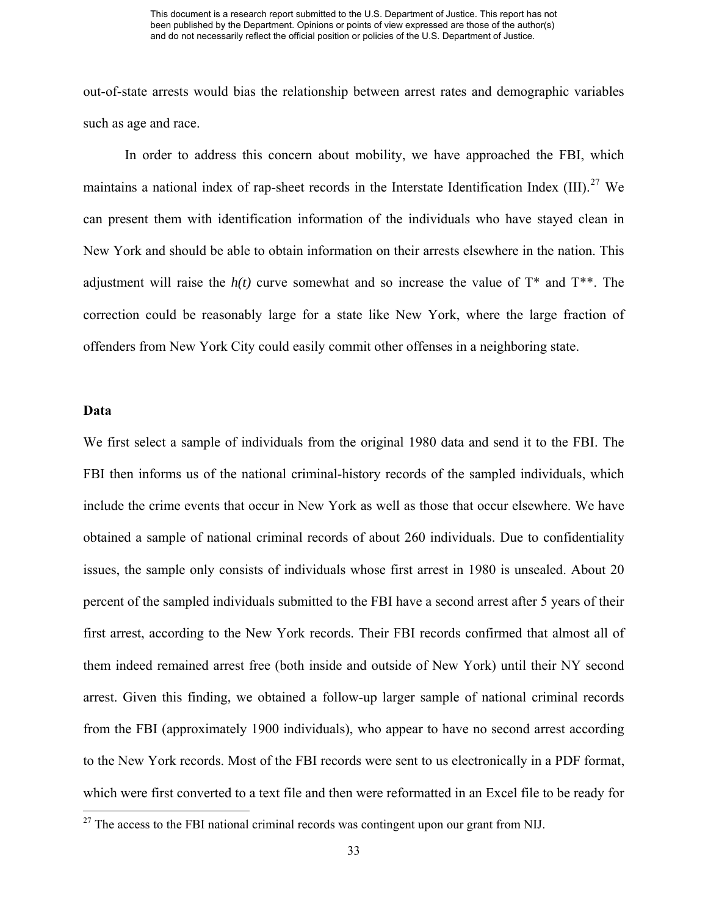out-of-state arrests would bias the relationship between arrest rates and demographic variables such as age and race.

In order to address this concern about mobility, we have approached the FBI, which maintains a national index of rap-sheet records in the Interstate Identification Index (III).[27] We can present them with identification information of the individuals who have stayed clean in New York and should be able to obtain information on their arrests elsewhere in the nation. This adjustment will raise the $h(t)$ curve somewhat and so increase the value of T* and T**. The correction could be reasonably large for a state like New York, where the large fraction of offenders from New York City could easily commit other offenses in a neighboring state.

**Data**

We first select a sample of individuals from the original 1980 data and send it to the FBI. The FBI then informs us of the national criminal-history records of the sampled individuals, which include the crime events that occur in New York as well as those that occur elsewhere. We have obtained a sample of national criminal records of about 260 individuals. Due to confidentiality issues, the sample only consists of individuals whose first arrest in 1980 is unsealed. About 20 percent of the sampled individuals submitted to the FBI have a second arrest after 5 years of their first arrest, according to the New York records. Their FBI records confirmed that almost all of them indeed remained arrest free (both inside and outside of New York) until their NY second arrest. Given this finding, we obtained a follow-up larger sample of national criminal records from the FBI (approximately 1900 individuals), who appear to have no second arrest according to the New York records. Most of the FBI records were sent to us electronically in a PDF format, which were first converted to a text file and then were reformatted in an Excel file to be ready for

[27] The access to the FBI national criminal records was contingent upon our grant from NIJ.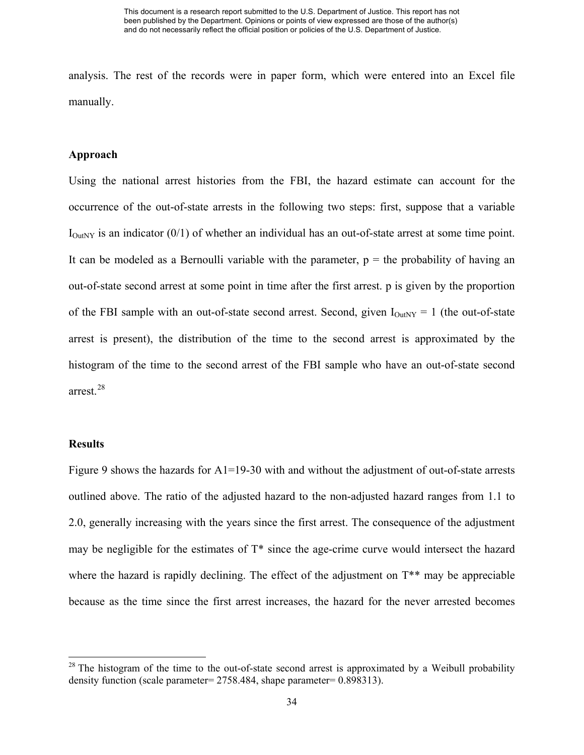analysis. The rest of the records were in paper form, which were entered into an Excel file manually.

### Approach

Using the national arrest histories from the FBI, the hazard estimate can account for the occurrence of the out-of-state arrests in the following two steps: first, suppose that a variable $I_{OutNY}$ is an indicator (0/1) of whether an individual has an out-of-state arrest at some time point. It can be modeled as a Bernoulli variable with the parameter, p = the probability of having an out-of-state second arrest at some point in time after the first arrest. p is given by the proportion of the FBI sample with an out-of-state second arrest. Second, given $I_{OutNY} = 1$ (the out-of-state arrest is present), the distribution of the time to the second arrest is approximated by the histogram of the time to the second arrest of the FBI sample who have an out-of-state second arrest.[28]

### Results

Figure 9 shows the hazards for A1=19-30 with and without the adjustment of out-of-state arrests outlined above. The ratio of the adjusted hazard to the non-adjusted hazard ranges from 1.1 to 2.0, generally increasing with the years since the first arrest. The consequence of the adjustment may be negligible for the estimates of T* since the age-crime curve would intersect the hazard where the hazard is rapidly declining. The effect of the adjustment on T** may be appreciable because as the time since the first arrest increases, the hazard for the never arrested becomes

[28] The histogram of the time to the out-of-state second arrest is approximated by a Weibull probability density function (scale parameter= 2758.484, shape parameter= 0.898313).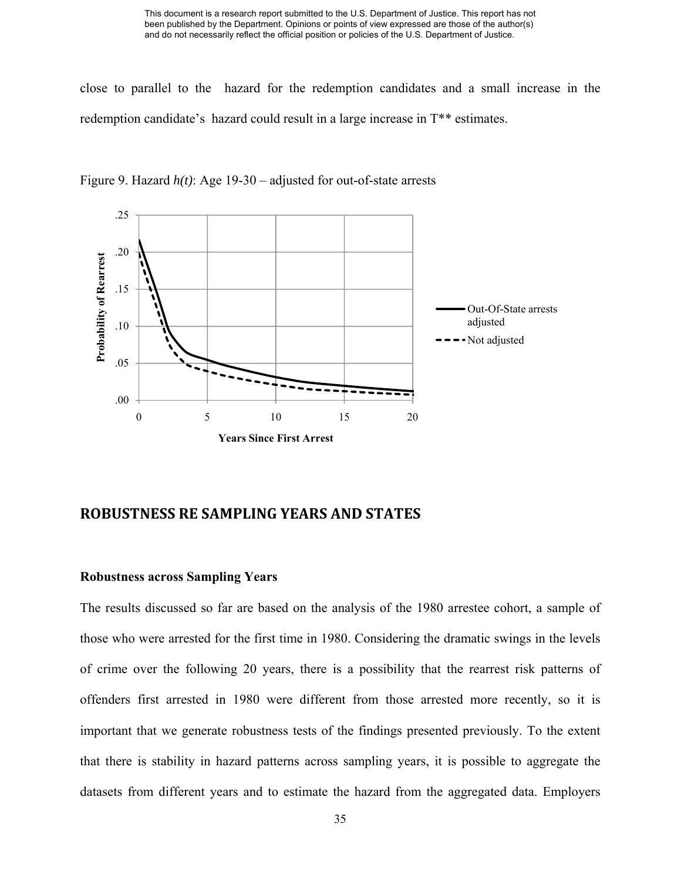close to parallel to the hazard for the redemption candidates and a small increase in the redemption candidate's hazard could result in a large increase in T** estimates.

Figure 9. Hazard *h(t)*: Age 19-30 – adjusted for out-of-state arrests

## ROBUSTNESS RE SAMPLING YEARS AND STATES

### Robustness across Sampling Years

The results discussed so far are based on the analysis of the 1980 arrestee cohort, a sample of those who were arrested for the first time in 1980. Considering the dramatic swings in the levels of crime over the following 20 years, there is a possibility that the rearrest risk patterns of offenders first arrested in 1980 were different from those arrested more recently, so it is important that we generate robustness tests of the findings presented previously. To the extent that there is stability in hazard patterns across sampling years, it is possible to aggregate the datasets from different years and to estimate the hazard from the aggregated data. Employers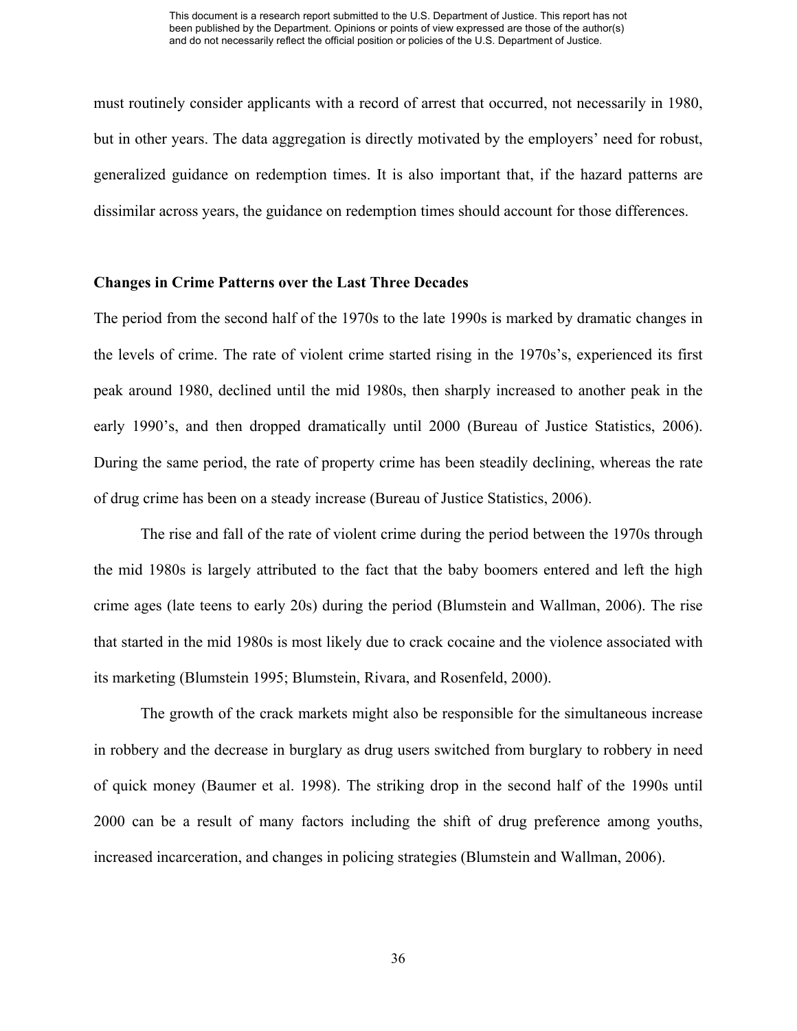must routinely consider applicants with a record of arrest that occurred, not necessarily in 1980, but in other years. The data aggregation is directly motivated by the employers' need for robust, generalized guidance on redemption times. It is also important that, if the hazard patterns are dissimilar across years, the guidance on redemption times should account for those differences.

### Changes in Crime Patterns over the Last Three Decades

The period from the second half of the 1970s to the late 1990s is marked by dramatic changes in the levels of crime. The rate of violent crime started rising in the 1970s's, experienced its first peak around 1980, declined until the mid 1980s, then sharply increased to another peak in the early 1990's, and then dropped dramatically until 2000 (Bureau of Justice Statistics, 2006). During the same period, the rate of property crime has been steadily declining, whereas the rate of drug crime has been on a steady increase (Bureau of Justice Statistics, 2006).

The rise and fall of the rate of violent crime during the period between the 1970s through the mid 1980s is largely attributed to the fact that the baby boomers entered and left the high crime ages (late teens to early 20s) during the period (Blumstein and Wallman, 2006). The rise that started in the mid 1980s is most likely due to crack cocaine and the violence associated with its marketing (Blumstein 1995; Blumstein, Rivara, and Rosenfeld, 2000).

The growth of the crack markets might also be responsible for the simultaneous increase in robbery and the decrease in burglary as drug users switched from burglary to robbery in need of quick money (Baumer et al. 1998). The striking drop in the second half of the 1990s until 2000 can be a result of many factors including the shift of drug preference among youths, increased incarceration, and changes in policing strategies (Blumstein and Wallman, 2006).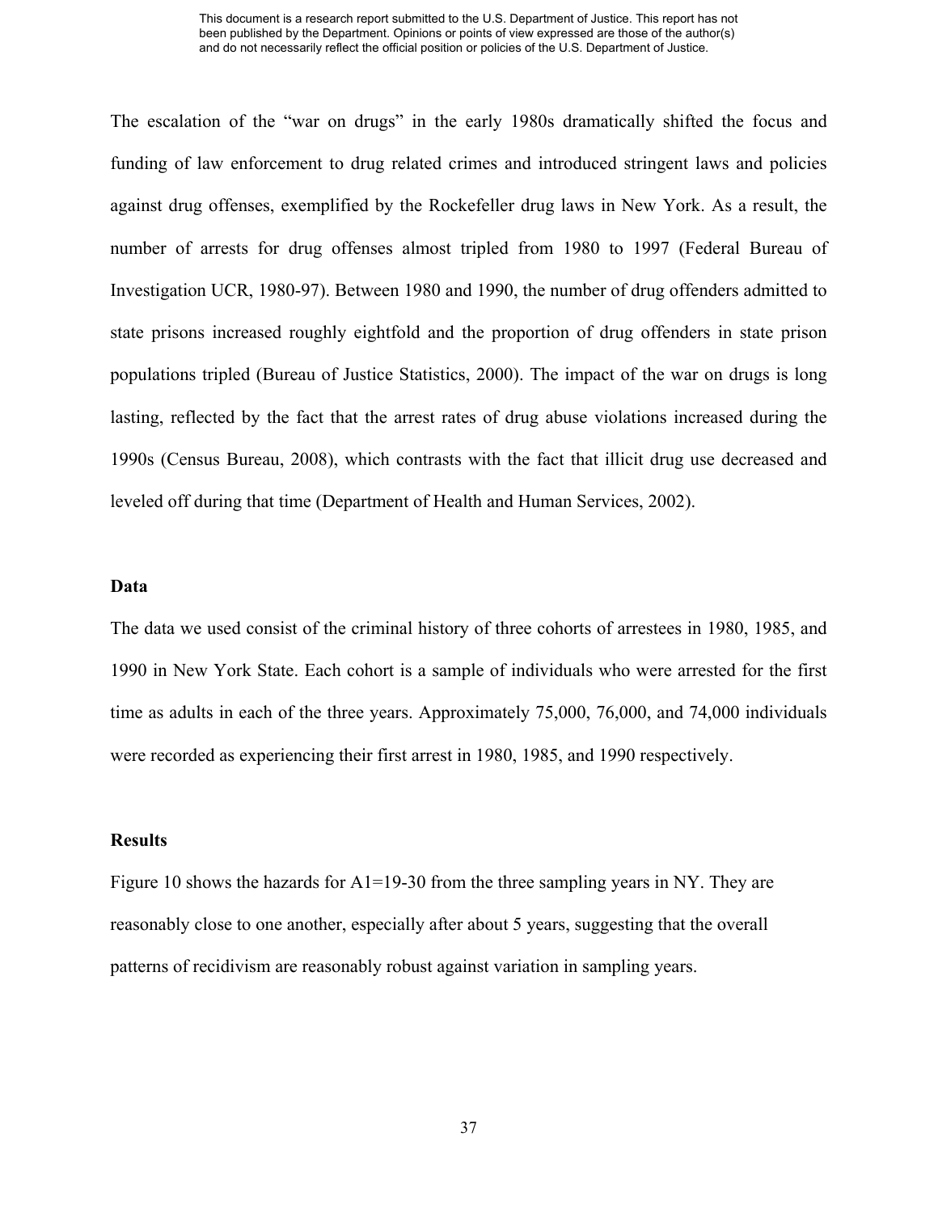The escalation of the "war on drugs" in the early 1980s dramatically shifted the focus and funding of law enforcement to drug related crimes and introduced stringent laws and policies against drug offenses, exemplified by the Rockefeller drug laws in New York. As a result, the number of arrests for drug offenses almost tripled from 1980 to 1997 (Federal Bureau of Investigation UCR, 1980-97). Between 1980 and 1990, the number of drug offenders admitted to state prisons increased roughly eightfold and the proportion of drug offenders in state prison populations tripled (Bureau of Justice Statistics, 2000). The impact of the war on drugs is long lasting, reflected by the fact that the arrest rates of drug abuse violations increased during the 1990s (Census Bureau, 2008), which contrasts with the fact that illicit drug use decreased and leveled off during that time (Department of Health and Human Services, 2002).

**Data**

The data we used consist of the criminal history of three cohorts of arrestees in 1980, 1985, and 1990 in New York State. Each cohort is a sample of individuals who were arrested for the first time as adults in each of the three years. Approximately 75,000, 76,000, and 74,000 individuals were recorded as experiencing their first arrest in 1980, 1985, and 1990 respectively.

**Results**

Figure 10 shows the hazards for A1=19-30 from the three sampling years in NY. They are reasonably close to one another, especially after about 5 years, suggesting that the overall patterns of recidivism are reasonably robust against variation in sampling years.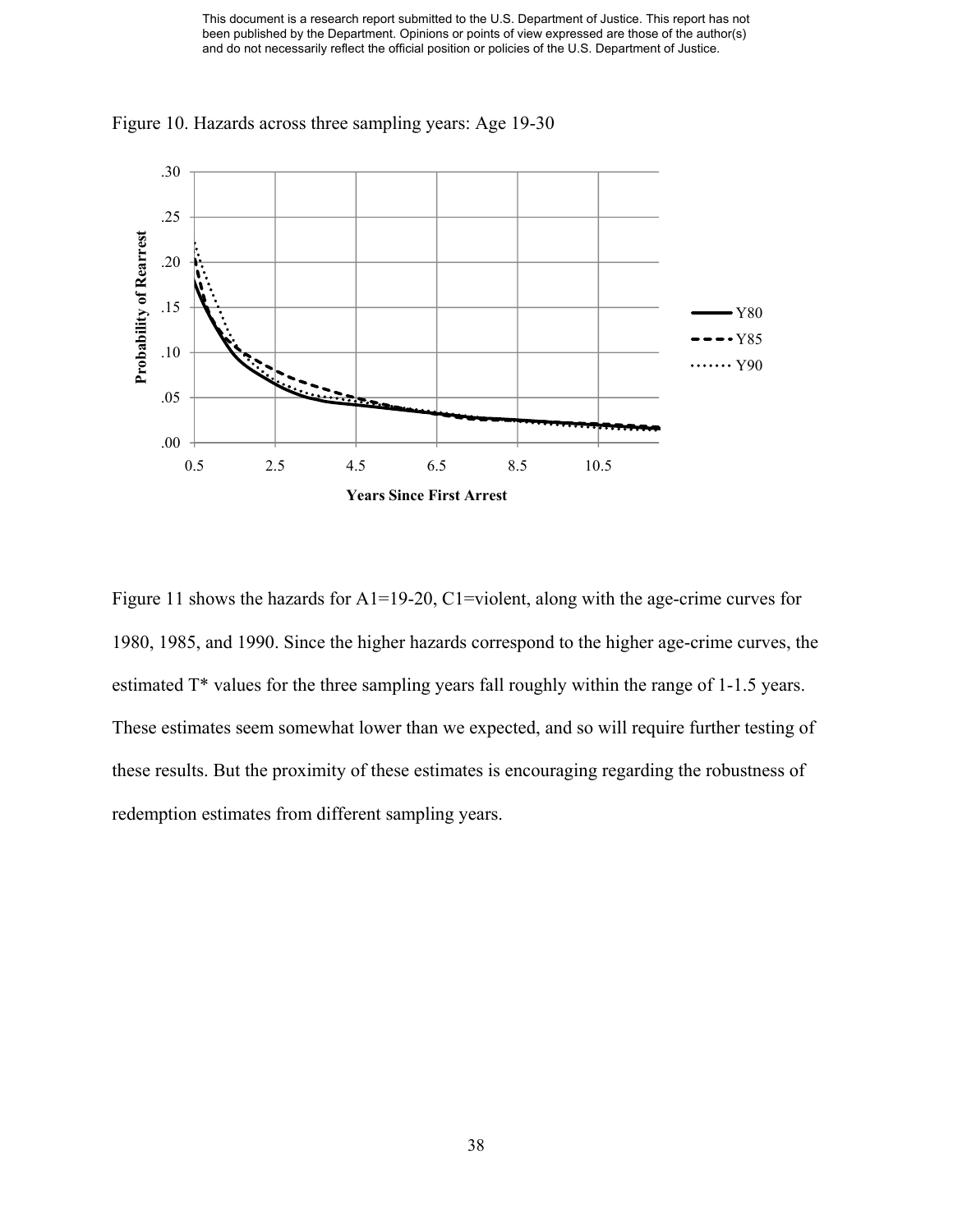Figure 10. Hazards across three sampling years: Age 19-30

Figure 11 shows the hazards for A1=19-20, C1=violent, along with the age-crime curves for 1980, 1985, and 1990. Since the higher hazards correspond to the higher age-crime curves, the estimated T* values for the three sampling years fall roughly within the range of 1-1.5 years. These estimates seem somewhat lower than we expected, and so will require further testing of these results. But the proximity of these estimates is encouraging regarding the robustness of redemption estimates from different sampling years.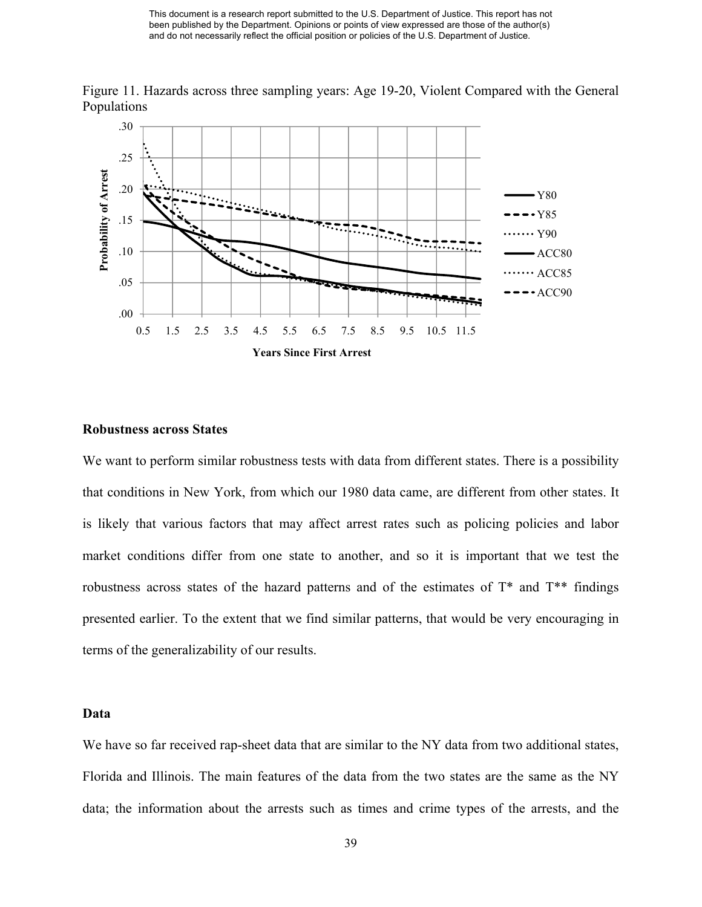This document is a research report submitted to the U.S. Department of Justice. This report has not been published by the Department. Opinions or points of view expressed are those of the author(s) and do not necessarily reflect the official position or policies of the U.S. Department of Justice.

Figure 11. Hazards across three sampling years: Age 19-20, Violent Compared with the General Populations

### Robustness across States

We want to perform similar robustness tests with data from different states. There is a possibility that conditions in New York, from which our 1980 data came, are different from other states. It is likely that various factors that may affect arrest rates such as policing policies and labor market conditions differ from one state to another, and so it is important that we test the robustness across states of the hazard patterns and of the estimates of T* and T** findings presented earlier. To the extent that we find similar patterns, that would be very encouraging in terms of the generalizability of our results.

### Data

We have so far received rap-sheet data that are similar to the NY data from two additional states, Florida and Illinois. The main features of the data from the two states are the same as the NY data; the information about the arrests such as times and crime types of the arrests, and the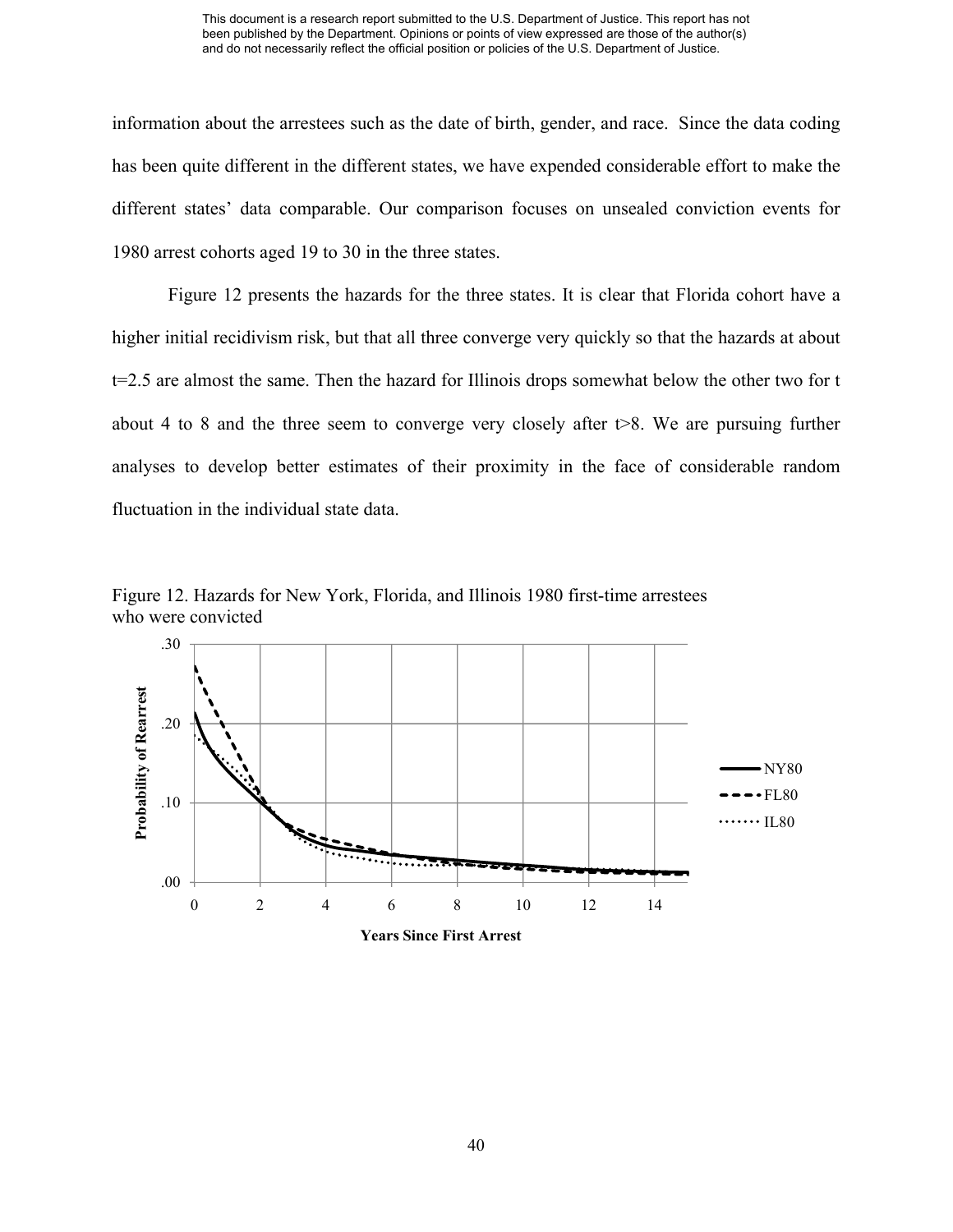information about the arrestees such as the date of birth, gender, and race. Since the data coding has been quite different in the different states, we have expended considerable effort to make the different states' data comparable. Our comparison focuses on unsealed conviction events for 1980 arrest cohorts aged 19 to 30 in the three states.

Figure 12 presents the hazards for the three states. It is clear that Florida cohort have a higher initial recidivism risk, but that all three converge very quickly so that the hazards at about t=2.5 are almost the same. Then the hazard for Illinois drops somewhat below the other two for t about 4 to 8 and the three seem to converge very closely after t>8. We are pursuing further analyses to develop better estimates of their proximity in the face of considerable random fluctuation in the individual state data.

Figure 12. Hazards for New York, Florida, and Illinois 1980 first-time arrestees who were convicted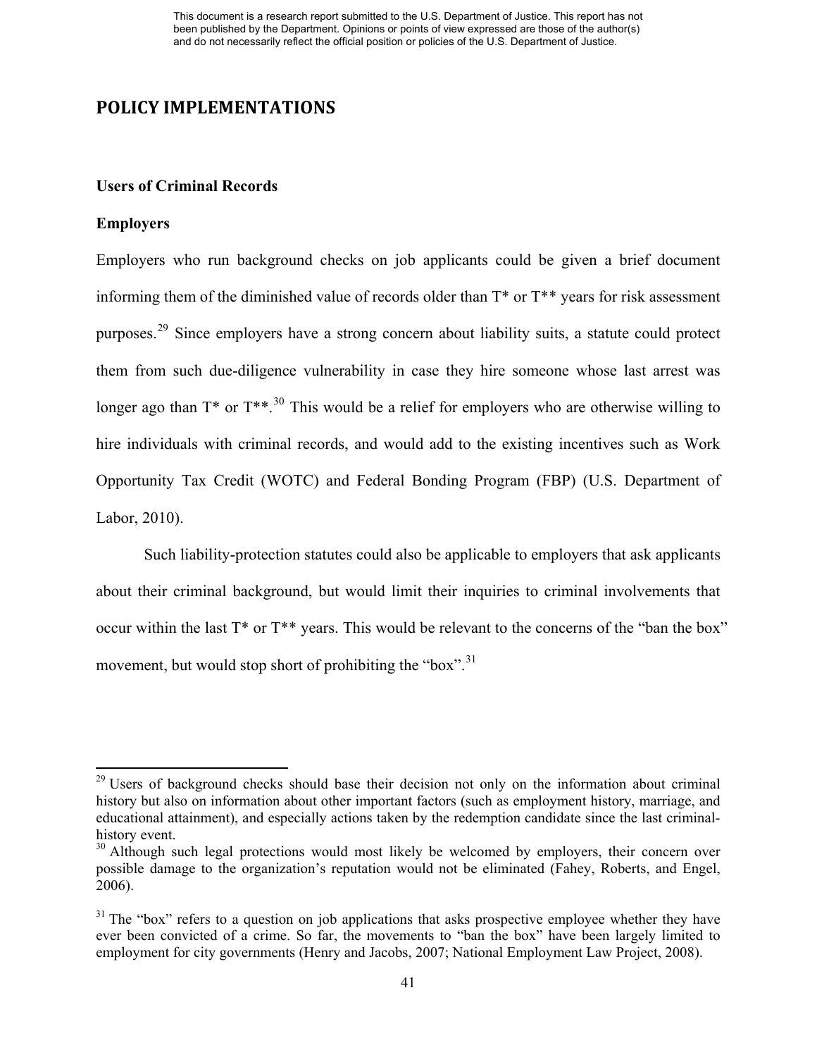# POLICY IMPLEMENTATIONS

**Users of Criminal Records**

**Employers**

Employers who run background checks on job applicants could be given a brief document informing them of the diminished value of records older than T* or T** years for risk assessment purposes.[29] Since employers have a strong concern about liability suits, a statute could protect them from such due-diligence vulnerability in case they hire someone whose last arrest was longer ago than T* or T**.[30] This would be a relief for employers who are otherwise willing to hire individuals with criminal records, and would add to the existing incentives such as Work Opportunity Tax Credit (WOTC) and Federal Bonding Program (FBP) (U.S. Department of Labor, 2010).

Such liability-protection statutes could also be applicable to employers that ask applicants about their criminal background, but would limit their inquiries to criminal involvements that occur within the last T* or T** years. This would be relevant to the concerns of the "ban the box" movement, but would stop short of prohibiting the "box".[31]

---

[29] Users of background checks should base their decision not only on the information about criminal history but also on information about other important factors (such as employment history, marriage, and educational attainment), and especially actions taken by the redemption candidate since the last criminal-history event.

[30] Although such legal protections would most likely be welcomed by employers, their concern over possible damage to the organization's reputation would not be eliminated (Fahey, Roberts, and Engel, 2006).

[31] The "box" refers to a question on job applications that asks prospective employee whether they have ever been convicted of a crime. So far, the movements to "ban the box" have been largely limited to employment for city governments (Henry and Jacobs, 2007; National Employment Law Project, 2008).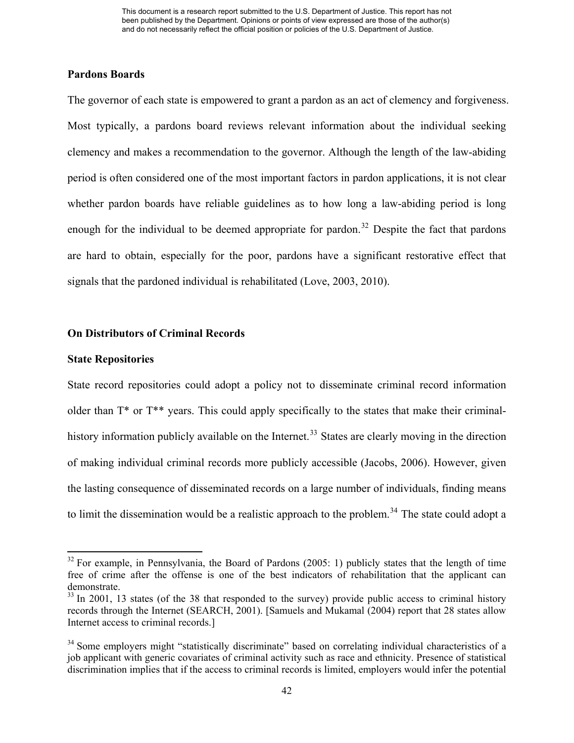**Pardons Boards**

The governor of each state is empowered to grant a pardon as an act of clemency and forgiveness. Most typically, a pardons board reviews relevant information about the individual seeking clemency and makes a recommendation to the governor. Although the length of the law-abiding period is often considered one of the most important factors in pardon applications, it is not clear whether pardon boards have reliable guidelines as to how long a law-abiding period is long enough for the individual to be deemed appropriate for pardon.[32] Despite the fact that pardons are hard to obtain, especially for the poor, pardons have a significant restorative effect that signals that the pardoned individual is rehabilitated (Love, 2003, 2010).

**On Distributors of Criminal Records**

**State Repositories**

State record repositories could adopt a policy not to disseminate criminal record information older than T* or T** years. This could apply specifically to the states that make their criminal-history information publicly available on the Internet.[33] States are clearly moving in the direction of making individual criminal records more publicly accessible (Jacobs, 2006). However, given the lasting consequence of disseminated records on a large number of individuals, finding means to limit the dissemination would be a realistic approach to the problem.[34] The state could adopt a

---

[32] For example, in Pennsylvania, the Board of Pardons (2005: 1) publicly states that the length of time free of crime after the offense is one of the best indicators of rehabilitation that the applicant can demonstrate.

[33] In 2001, 13 states (of the 38 that responded to the survey) provide public access to criminal history records through the Internet (SEARCH, 2001). [Samuels and Mukamal (2004) report that 28 states allow Internet access to criminal records.]

[34] Some employers might "statistically discriminate" based on correlating individual characteristics of a job applicant with generic covariates of criminal activity such as race and ethnicity. Presence of statistical discrimination implies that if the access to criminal records is limited, employers would infer the potential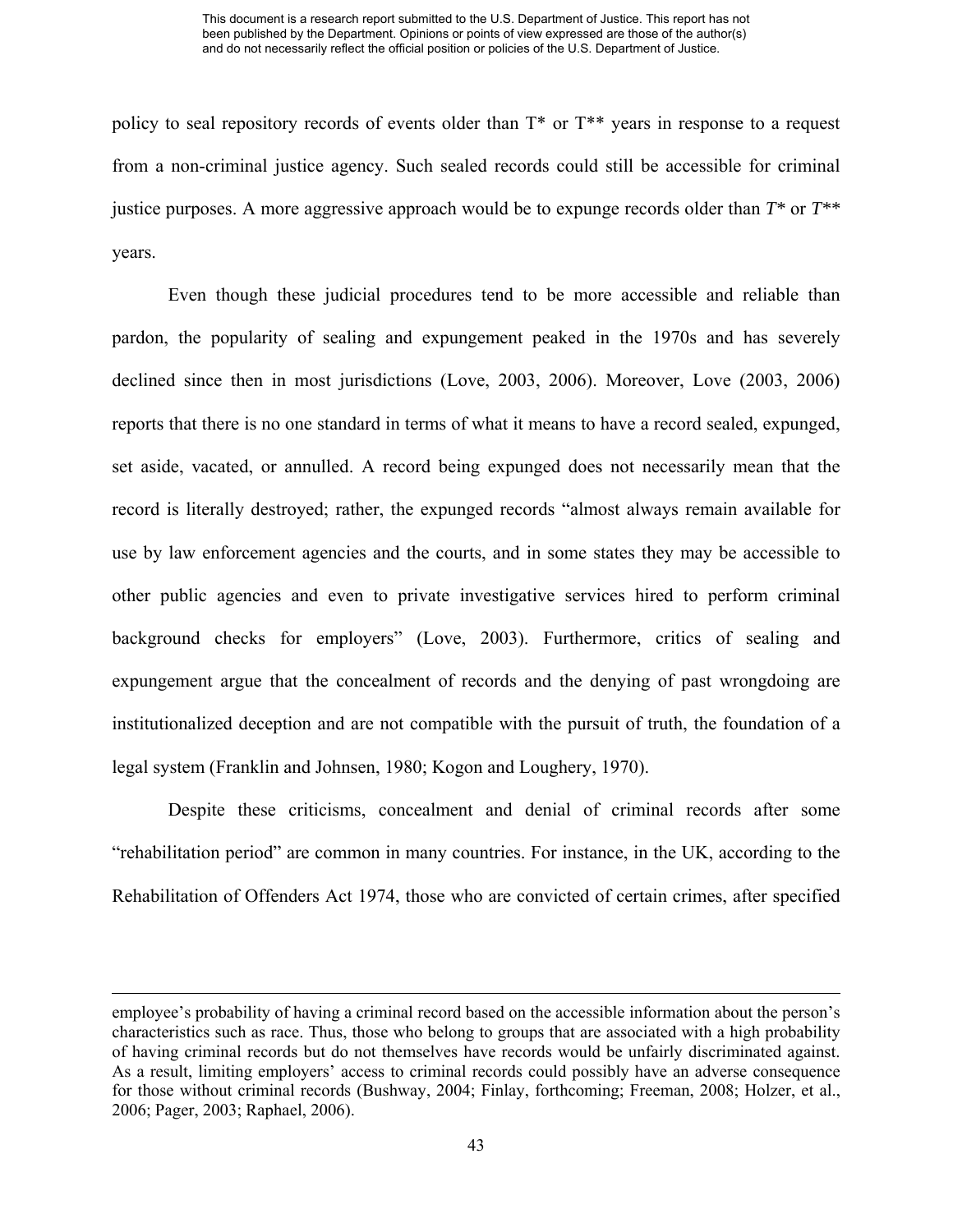policy to seal repository records of events older than T* or T** years in response to a request from a non-criminal justice agency. Such sealed records could still be accessible for criminal justice purposes. A more aggressive approach would be to expunge records older than *T** or *T*** years.

Even though these judicial procedures tend to be more accessible and reliable than pardon, the popularity of sealing and expungement peaked in the 1970s and has severely declined since then in most jurisdictions (Love, 2003, 2006). Moreover, Love (2003, 2006) reports that there is no one standard in terms of what it means to have a record sealed, expunged, set aside, vacated, or annulled. A record being expunged does not necessarily mean that the record is literally destroyed; rather, the expunged records "almost always remain available for use by law enforcement agencies and the courts, and in some states they may be accessible to other public agencies and even to private investigative services hired to perform criminal background checks for employers" (Love, 2003). Furthermore, critics of sealing and expungement argue that the concealment of records and the denying of past wrongdoing are institutionalized deception and are not compatible with the pursuit of truth, the foundation of a legal system (Franklin and Johnsen, 1980; Kogon and Loughery, 1970).

Despite these criticisms, concealment and denial of criminal records after some "rehabilitation period" are common in many countries. For instance, in the UK, according to the Rehabilitation of Offenders Act 1974, those who are convicted of certain crimes, after specified

---

employee's probability of having a criminal record based on the accessible information about the person's characteristics such as race. Thus, those who belong to groups that are associated with a high probability of having criminal records but do not themselves have records would be unfairly discriminated against. As a result, limiting employers' access to criminal records could possibly have an adverse consequence for those without criminal records (Bushway, 2004; Finlay, forthcoming; Freeman, 2008; Holzer, et al., 2006; Pager, 2003; Raphael, 2006).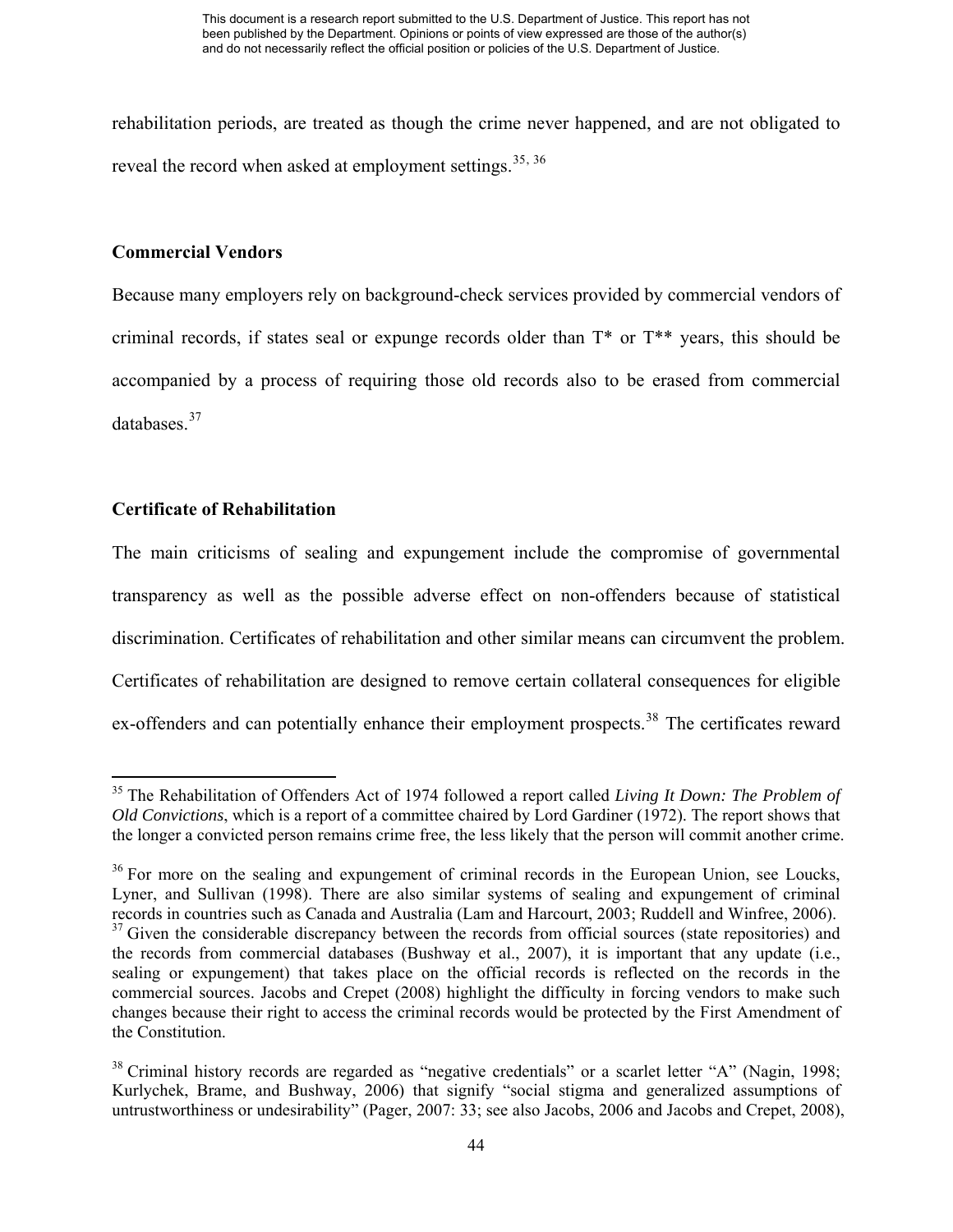rehabilitation periods, are treated as though the crime never happened, and are not obligated to reveal the record when asked at employment settings.[35, 36]

**Commercial Vendors**

Because many employers rely on background-check services provided by commercial vendors of criminal records, if states seal or expunge records older than T* or T** years, this should be accompanied by a process of requiring those old records also to be erased from commercial databases.[37]

**Certificate of Rehabilitation**

The main criticisms of sealing and expungement include the compromise of governmental transparency as well as the possible adverse effect on non-offenders because of statistical discrimination. Certificates of rehabilitation and other similar means can circumvent the problem. Certificates of rehabilitation are designed to remove certain collateral consequences for eligible ex-offenders and can potentially enhance their employment prospects.[38] The certificates reward

---

[35] The Rehabilitation of Offenders Act of 1974 followed a report called *Living It Down: The Problem of Old Convictions*, which is a report of a committee chaired by Lord Gardiner (1972). The report shows that the longer a convicted person remains crime free, the less likely that the person will commit another crime.

[36] For more on the sealing and expungement of criminal records in the European Union, see Loucks, Lyner, and Sullivan (1998). There are also similar systems of sealing and expungement of criminal records in countries such as Canada and Australia (Lam and Harcourt, 2003; Ruddell and Winfree, 2006).

[37] Given the considerable discrepancy between the records from official sources (state repositories) and the records from commercial databases (Bushway et al., 2007), it is important that any update (i.e., sealing or expungement) that takes place on the official records is reflected on the records in the commercial sources. Jacobs and Crepet (2008) highlight the difficulty in forcing vendors to make such changes because their right to access the criminal records would be protected by the First Amendment of the Constitution.

[38] Criminal history records are regarded as "negative credentials" or a scarlet letter "A" (Nagin, 1998; Kurlychek, Brame, and Bushway, 2006) that signify "social stigma and generalized assumptions of untrustworthiness or undesirability" (Pager, 2007: 33; see also Jacobs, 2006 and Jacobs and Crepet, 2008),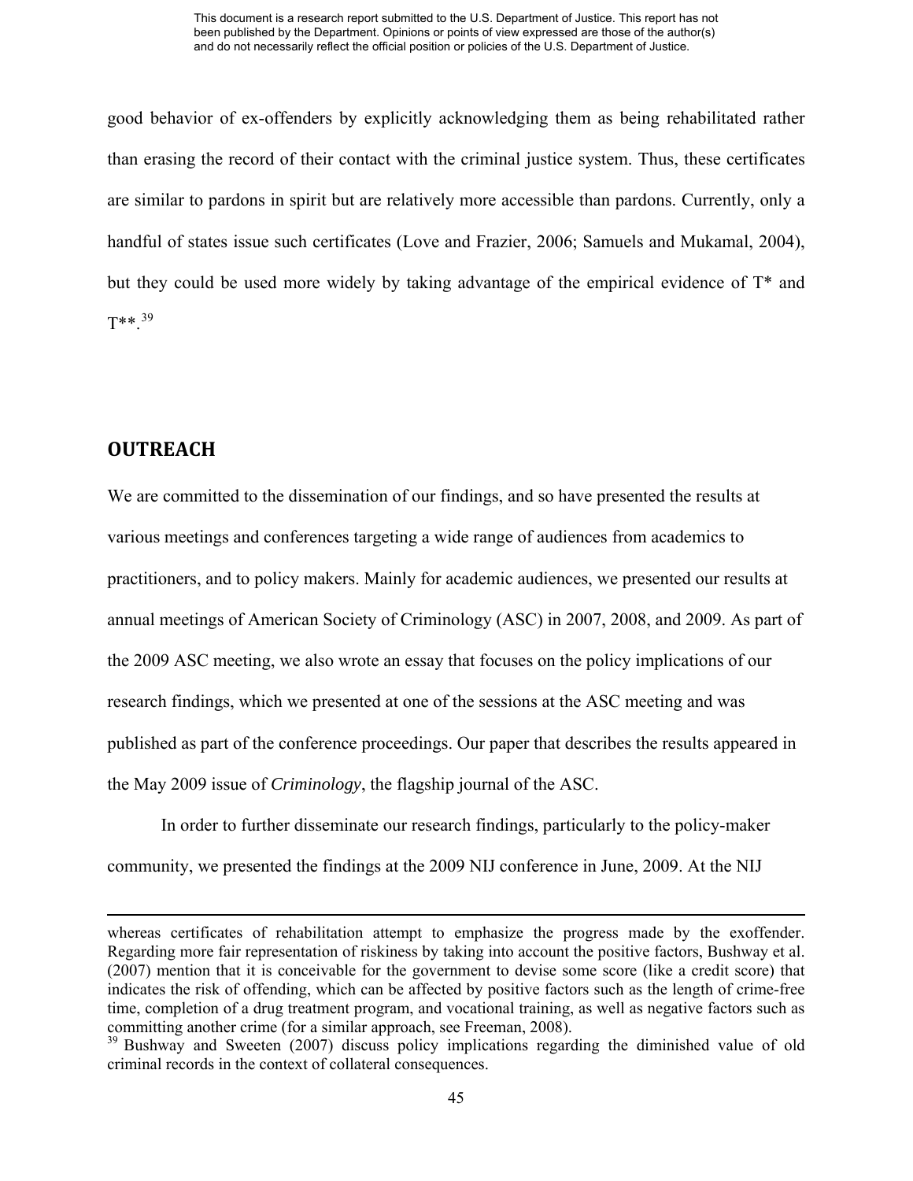good behavior of ex-offenders by explicitly acknowledging them as being rehabilitated rather than erasing the record of their contact with the criminal justice system. Thus, these certificates are similar to pardons in spirit but are relatively more accessible than pardons. Currently, only a handful of states issue such certificates (Love and Frazier, 2006; Samuels and Mukamal, 2004), but they could be used more widely by taking advantage of the empirical evidence of T* and T**.[39]

## OUTREACH

We are committed to the dissemination of our findings, and so have presented the results at various meetings and conferences targeting a wide range of audiences from academics to practitioners, and to policy makers. Mainly for academic audiences, we presented our results at annual meetings of American Society of Criminology (ASC) in 2007, 2008, and 2009. As part of the 2009 ASC meeting, we also wrote an essay that focuses on the policy implications of our research findings, which we presented at one of the sessions at the ASC meeting and was published as part of the conference proceedings. Our paper that describes the results appeared in the May 2009 issue of *Criminology*, the flagship journal of the ASC.

In order to further disseminate our research findings, particularly to the policy-maker community, we presented the findings at the 2009 NIJ conference in June, 2009. At the NIJ

---

whereas certificates of rehabilitation attempt to emphasize the progress made by the exoffender. Regarding more fair representation of riskiness by taking into account the positive factors, Bushway et al. (2007) mention that it is conceivable for the government to devise some score (like a credit score) that indicates the risk of offending, which can be affected by positive factors such as the length of crime-free time, completion of a drug treatment program, and vocational training, as well as negative factors such as committing another crime (for a similar approach, see Freeman, 2008).

[39] Bushway and Sweeten (2007) discuss policy implications regarding the diminished value of old criminal records in the context of collateral consequences.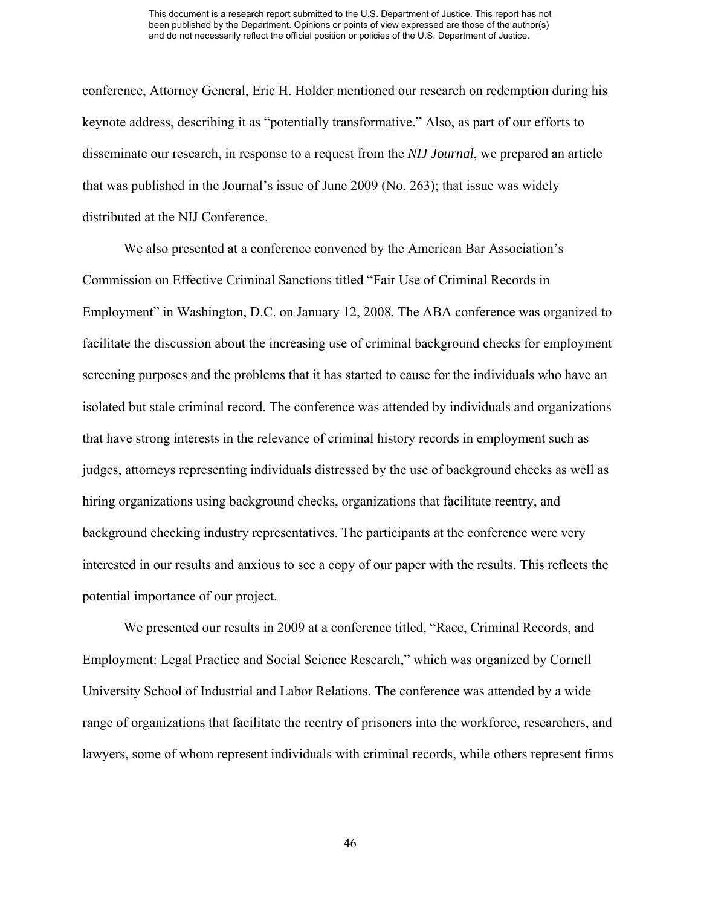conference, Attorney General, Eric H. Holder mentioned our research on redemption during his keynote address, describing it as "potentially transformative." Also, as part of our efforts to disseminate our research, in response to a request from the *NIJ Journal*, we prepared an article that was published in the Journal's issue of June 2009 (No. 263); that issue was widely distributed at the NIJ Conference.

We also presented at a conference convened by the American Bar Association's Commission on Effective Criminal Sanctions titled "Fair Use of Criminal Records in Employment" in Washington, D.C. on January 12, 2008. The ABA conference was organized to facilitate the discussion about the increasing use of criminal background checks for employment screening purposes and the problems that it has started to cause for the individuals who have an isolated but stale criminal record. The conference was attended by individuals and organizations that have strong interests in the relevance of criminal history records in employment such as judges, attorneys representing individuals distressed by the use of background checks as well as hiring organizations using background checks, organizations that facilitate reentry, and background checking industry representatives. The participants at the conference were very interested in our results and anxious to see a copy of our paper with the results. This reflects the potential importance of our project.

We presented our results in 2009 at a conference titled, "Race, Criminal Records, and Employment: Legal Practice and Social Science Research," which was organized by Cornell University School of Industrial and Labor Relations. The conference was attended by a wide range of organizations that facilitate the reentry of prisoners into the workforce, researchers, and lawyers, some of whom represent individuals with criminal records, while others represent firms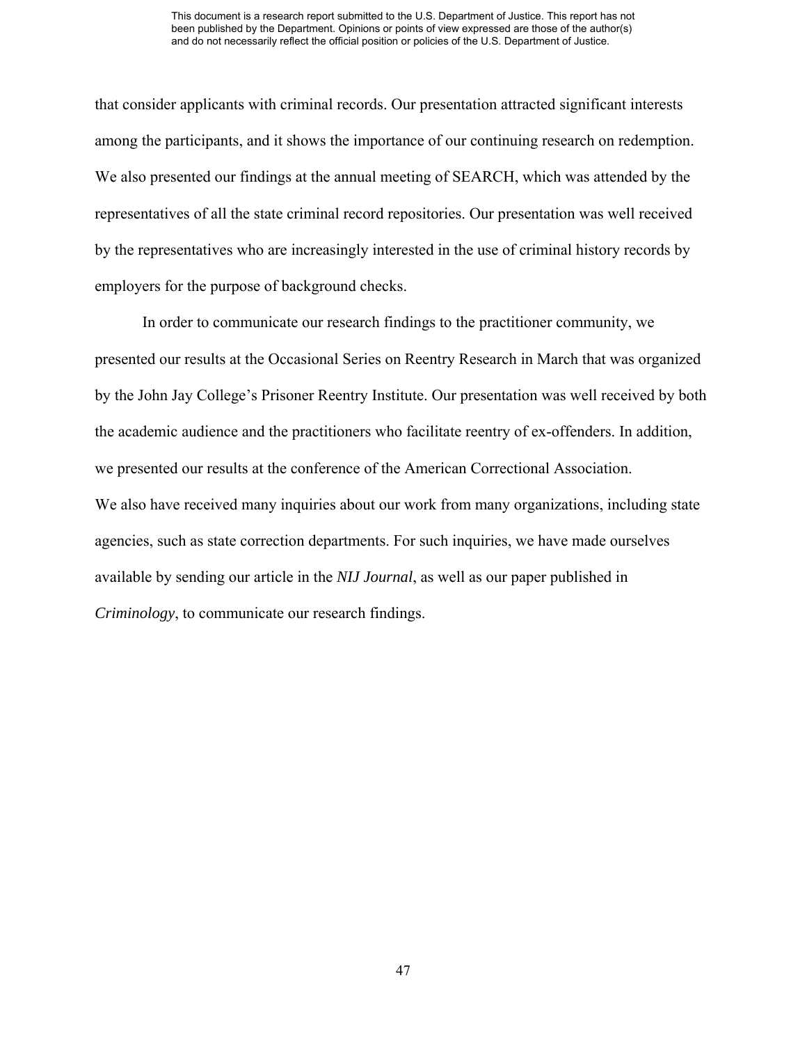that consider applicants with criminal records. Our presentation attracted significant interests among the participants, and it shows the importance of our continuing research on redemption. We also presented our findings at the annual meeting of SEARCH, which was attended by the representatives of all the state criminal record repositories. Our presentation was well received by the representatives who are increasingly interested in the use of criminal history records by employers for the purpose of background checks.

In order to communicate our research findings to the practitioner community, we presented our results at the Occasional Series on Reentry Research in March that was organized by the John Jay College's Prisoner Reentry Institute. Our presentation was well received by both the academic audience and the practitioners who facilitate reentry of ex-offenders. In addition, we presented our results at the conference of the American Correctional Association.

We also have received many inquiries about our work from many organizations, including state agencies, such as state correction departments. For such inquiries, we have made ourselves available by sending our article in the *NIJ Journal*, as well as our paper published in *Criminology*, to communicate our research findings.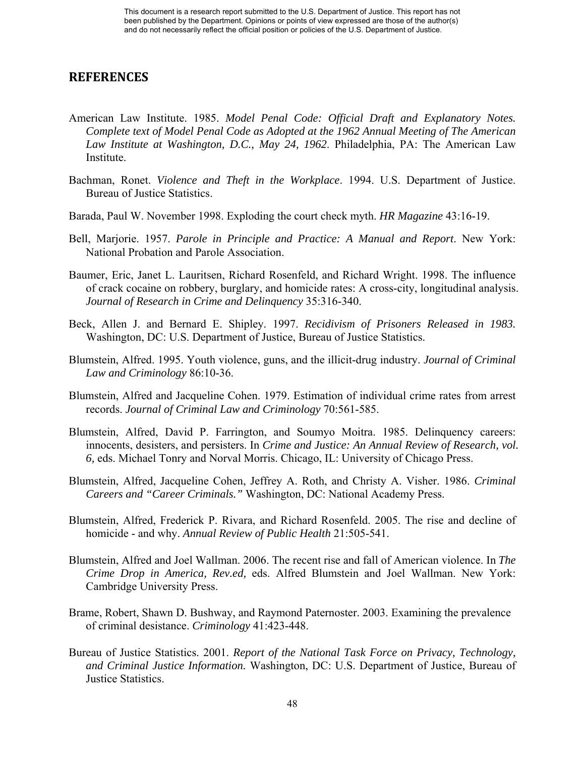## REFERENCES

American Law Institute. 1985. *Model Penal Code: Official Draft and Explanatory Notes. Complete text of Model Penal Code as Adopted at the 1962 Annual Meeting of The American Law Institute at Washington, D.C., May 24, 1962*. Philadelphia, PA: The American Law Institute.

Bachman, Ronet. *Violence and Theft in the Workplace*. 1994. U.S. Department of Justice. Bureau of Justice Statistics.

Barada, Paul W. November 1998. Exploding the court check myth. *HR Magazine* 43:16-19.

Bell, Marjorie. 1957. *Parole in Principle and Practice: A Manual and Report*. New York: National Probation and Parole Association.

Baumer, Eric, Janet L. Lauritsen, Richard Rosenfeld, and Richard Wright. 1998. The influence of crack cocaine on robbery, burglary, and homicide rates: A cross-city, longitudinal analysis. *Journal of Research in Crime and Delinquency* 35:316-340.

Beck, Allen J. and Bernard E. Shipley. 1997. *Recidivism of Prisoners Released in 1983.* Washington, DC: U.S. Department of Justice, Bureau of Justice Statistics.

Blumstein, Alfred. 1995. Youth violence, guns, and the illicit-drug industry. *Journal of Criminal Law and Criminology* 86:10-36.

Blumstein, Alfred and Jacqueline Cohen. 1979. Estimation of individual crime rates from arrest records. *Journal of Criminal Law and Criminology* 70:561-585.

Blumstein, Alfred, David P. Farrington, and Soumyo Moitra. 1985. Delinquency careers: innocents, desisters, and persisters. In *Crime and Justice: An Annual Review of Research, vol. 6,* eds. Michael Tonry and Norval Morris. Chicago, IL: University of Chicago Press.

Blumstein, Alfred, Jacqueline Cohen, Jeffrey A. Roth, and Christy A. Visher. 1986. *Criminal Careers and "Career Criminals."* Washington, DC: National Academy Press.

Blumstein, Alfred, Frederick P. Rivara, and Richard Rosenfeld. 2005. The rise and decline of homicide - and why. *Annual Review of Public Health* 21:505-541.

Blumstein, Alfred and Joel Wallman. 2006. The recent rise and fall of American violence. In *The Crime Drop in America, Rev.ed,* eds. Alfred Blumstein and Joel Wallman. New York: Cambridge University Press.

Brame, Robert, Shawn D. Bushway, and Raymond Paternoster. 2003. Examining the prevalence of criminal desistance. *Criminology* 41:423-448.

Bureau of Justice Statistics. 2001. *Report of the National Task Force on Privacy, Technology, and Criminal Justice Information.* Washington, DC: U.S. Department of Justice, Bureau of Justice Statistics.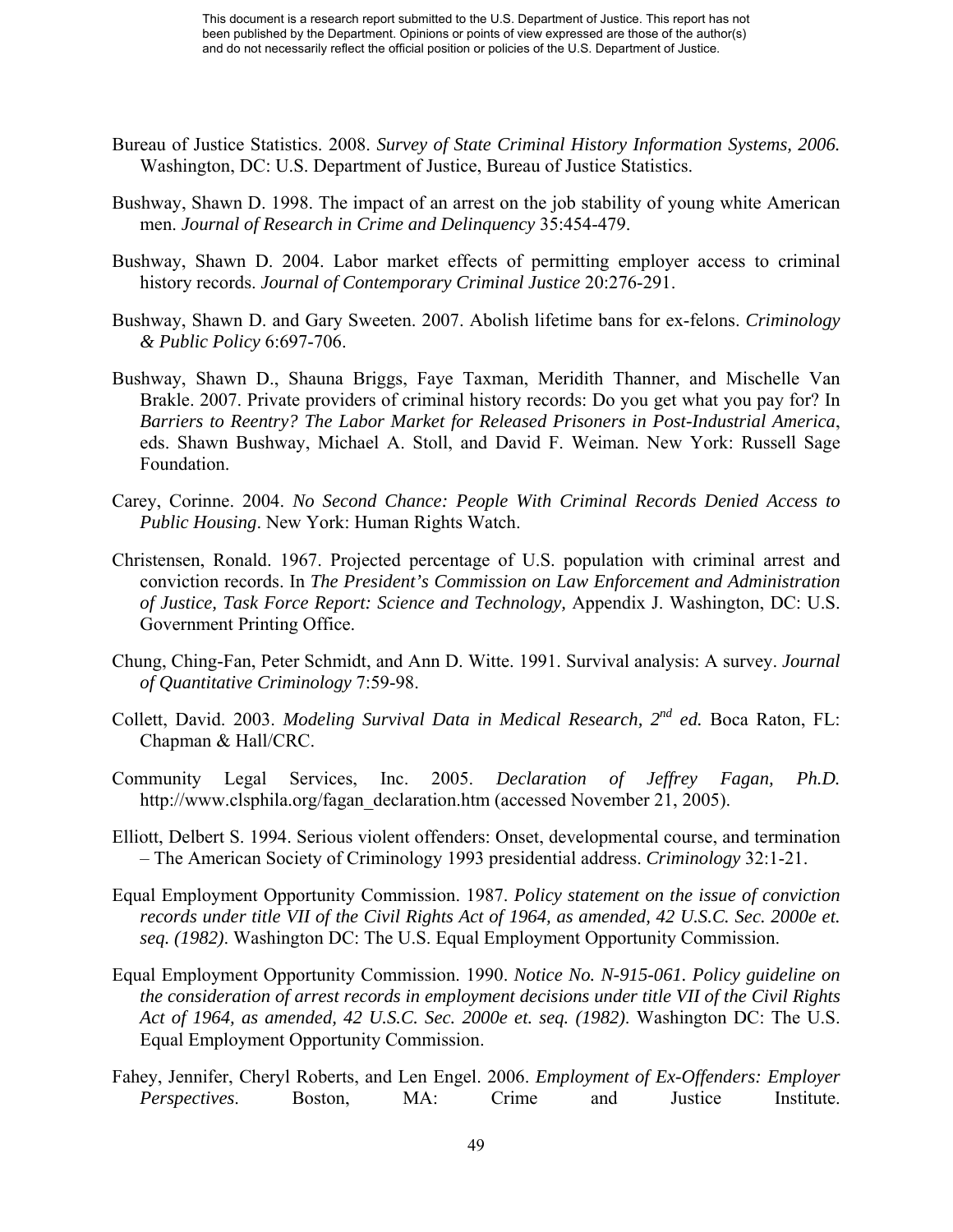Bureau of Justice Statistics. 2008. *Survey of State Criminal History Information Systems, 2006.* Washington, DC: U.S. Department of Justice, Bureau of Justice Statistics.

Bushway, Shawn D. 1998. The impact of an arrest on the job stability of young white American men. *Journal of Research in Crime and Delinquency* 35:454-479.

Bushway, Shawn D. 2004. Labor market effects of permitting employer access to criminal history records. *Journal of Contemporary Criminal Justice* 20:276-291.

Bushway, Shawn D. and Gary Sweeten. 2007. Abolish lifetime bans for ex-felons. *Criminology & Public Policy* 6:697-706.

Bushway, Shawn D., Shauna Briggs, Faye Taxman, Meridith Thanner, and Mischelle Van Brakle. 2007. Private providers of criminal history records: Do you get what you pay for? In *Barriers to Reentry? The Labor Market for Released Prisoners in Post-Industrial America*, eds. Shawn Bushway, Michael A. Stoll, and David F. Weiman. New York: Russell Sage Foundation.

Carey, Corinne. 2004. *No Second Chance: People With Criminal Records Denied Access to Public Housing*. New York: Human Rights Watch.

Christensen, Ronald. 1967. Projected percentage of U.S. population with criminal arrest and conviction records. In *The President's Commission on Law Enforcement and Administration of Justice, Task Force Report: Science and Technology,* Appendix J. Washington, DC: U.S. Government Printing Office.

Chung, Ching-Fan, Peter Schmidt, and Ann D. Witte. 1991. Survival analysis: A survey. *Journal of Quantitative Criminology* 7:59-98.

Collett, David. 2003. *Modeling Survival Data in Medical Research, 2nd ed.* Boca Raton, FL: Chapman & Hall/CRC.

Community Legal Services, Inc. 2005. *Declaration of Jeffrey Fagan, Ph.D.* http://www.clsphila.org/fagan_declaration.htm (accessed November 21, 2005).

Elliott, Delbert S. 1994. Serious violent offenders: Onset, developmental course, and termination – The American Society of Criminology 1993 presidential address. *Criminology* 32:1-21.

Equal Employment Opportunity Commission. 1987. *Policy statement on the issue of conviction records under title VII of the Civil Rights Act of 1964, as amended, 42 U.S.C. Sec. 2000e et. seq. (1982)*. Washington DC: The U.S. Equal Employment Opportunity Commission.

Equal Employment Opportunity Commission. 1990. *Notice No. N-915-061. Policy guideline on the consideration of arrest records in employment decisions under title VII of the Civil Rights Act of 1964, as amended, 42 U.S.C. Sec. 2000e et. seq. (1982).* Washington DC: The U.S. Equal Employment Opportunity Commission.

Fahey, Jennifer, Cheryl Roberts, and Len Engel. 2006. *Employment of Ex-Offenders: Employer Perspectives*. Boston, MA: Crime and Justice Institute.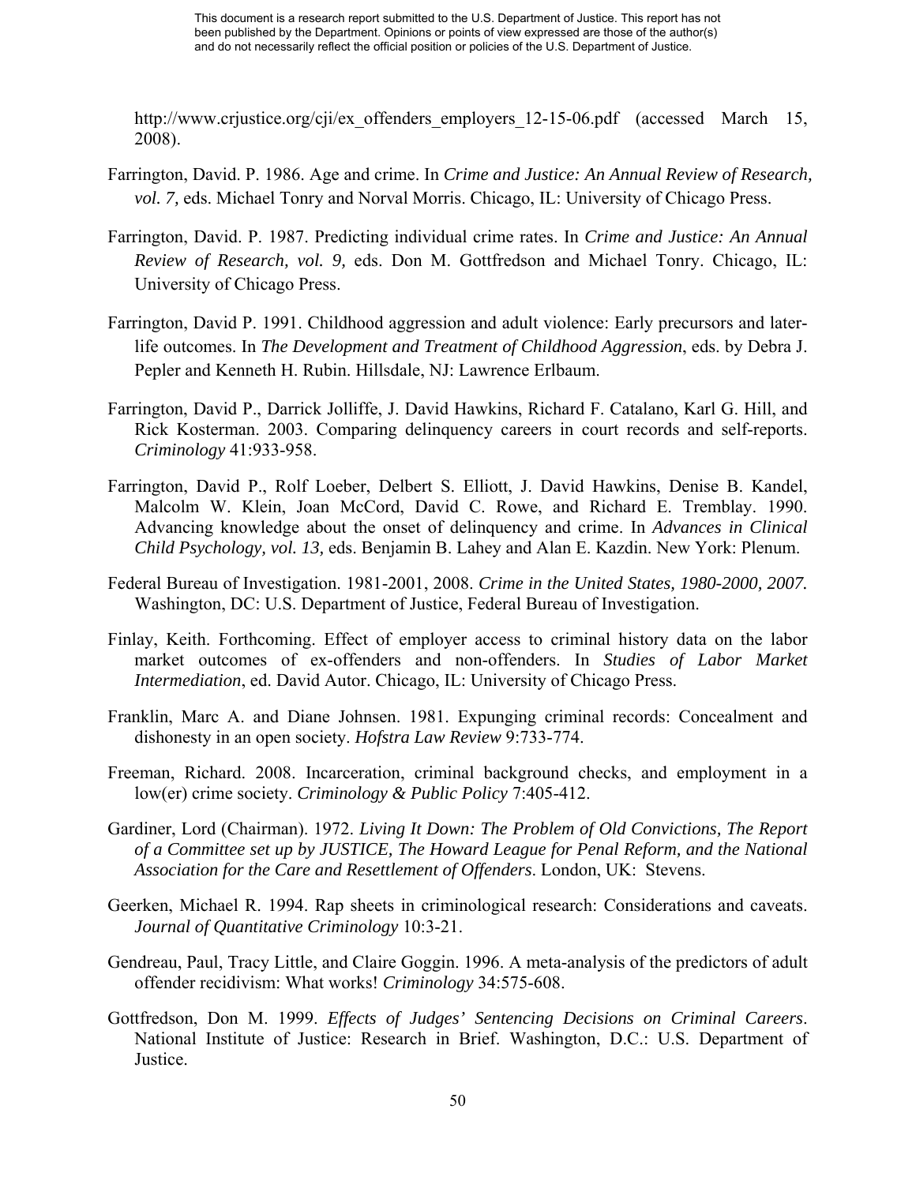http://www.crjustice.org/cji/ex_offenders_employers_12-15-06.pdf (accessed March 15, 2008).

Farrington, David. P. 1986. Age and crime. In *Crime and Justice: An Annual Review of Research, vol. 7,* eds. Michael Tonry and Norval Morris. Chicago, IL: University of Chicago Press.

Farrington, David. P. 1987. Predicting individual crime rates. In *Crime and Justice: An Annual Review of Research, vol. 9,* eds. Don M. Gottfredson and Michael Tonry. Chicago, IL: University of Chicago Press.

Farrington, David P. 1991. Childhood aggression and adult violence: Early precursors and later-life outcomes. In *The Development and Treatment of Childhood Aggression*, eds. by Debra J. Pepler and Kenneth H. Rubin. Hillsdale, NJ: Lawrence Erlbaum.

Farrington, David P., Darrick Jolliffe, J. David Hawkins, Richard F. Catalano, Karl G. Hill, and Rick Kosterman. 2003. Comparing delinquency careers in court records and self-reports. *Criminology* 41:933-958.

Farrington, David P., Rolf Loeber, Delbert S. Elliott, J. David Hawkins, Denise B. Kandel, Malcolm W. Klein, Joan McCord, David C. Rowe, and Richard E. Tremblay. 1990. Advancing knowledge about the onset of delinquency and crime. In *Advances in Clinical Child Psychology, vol. 13,* eds. Benjamin B. Lahey and Alan E. Kazdin. New York: Plenum.

Federal Bureau of Investigation. 1981-2001, 2008. *Crime in the United States, 1980-2000, 2007.* Washington, DC: U.S. Department of Justice, Federal Bureau of Investigation.

Finlay, Keith. Forthcoming. Effect of employer access to criminal history data on the labor market outcomes of ex-offenders and non-offenders. In *Studies of Labor Market Intermediation*, ed. David Autor. Chicago, IL: University of Chicago Press.

Franklin, Marc A. and Diane Johnsen. 1981. Expunging criminal records: Concealment and dishonesty in an open society. *Hofstra Law Review* 9:733-774.

Freeman, Richard. 2008. Incarceration, criminal background checks, and employment in a low(er) crime society. *Criminology & Public Policy* 7:405-412.

Gardiner, Lord (Chairman). 1972. *Living It Down: The Problem of Old Convictions, The Report of a Committee set up by JUSTICE, The Howard League for Penal Reform, and the National Association for the Care and Resettlement of Offenders*. London, UK: Stevens.

Geerken, Michael R. 1994. Rap sheets in criminological research: Considerations and caveats. *Journal of Quantitative Criminology* 10:3-21.

Gendreau, Paul, Tracy Little, and Claire Goggin. 1996. A meta-analysis of the predictors of adult offender recidivism: What works! *Criminology* 34:575-608.

Gottfredson, Don M. 1999. *Effects of Judges' Sentencing Decisions on Criminal Careers*. National Institute of Justice: Research in Brief. Washington, D.C.: U.S. Department of Justice.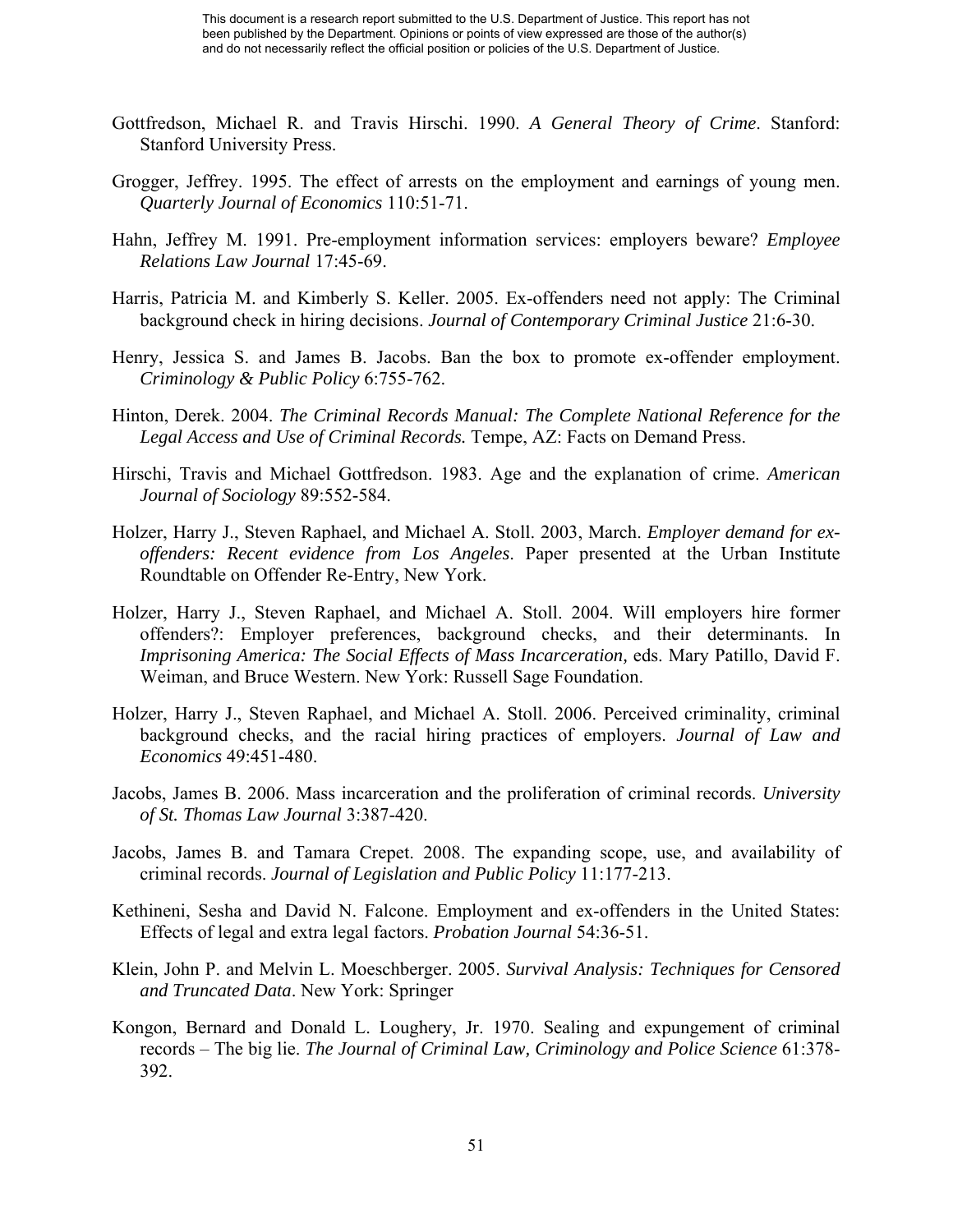Gottfredson, Michael R. and Travis Hirschi. 1990. *A General Theory of Crime*. Stanford: Stanford University Press.

Grogger, Jeffrey. 1995. The effect of arrests on the employment and earnings of young men. *Quarterly Journal of Economics* 110:51-71.

Hahn, Jeffrey M. 1991. Pre-employment information services: employers beware? *Employee Relations Law Journal* 17:45-69.

Harris, Patricia M. and Kimberly S. Keller. 2005. Ex-offenders need not apply: The Criminal background check in hiring decisions. *Journal of Contemporary Criminal Justice* 21:6-30.

Henry, Jessica S. and James B. Jacobs. Ban the box to promote ex-offender employment. *Criminology & Public Policy* 6:755-762.

Hinton, Derek. 2004. *The Criminal Records Manual: The Complete National Reference for the Legal Access and Use of Criminal Records.* Tempe, AZ: Facts on Demand Press.

Hirschi, Travis and Michael Gottfredson. 1983. Age and the explanation of crime. *American Journal of Sociology* 89:552-584.

Holzer, Harry J., Steven Raphael, and Michael A. Stoll. 2003, March. *Employer demand for ex-offenders: Recent evidence from Los Angeles*. Paper presented at the Urban Institute Roundtable on Offender Re-Entry, New York.

Holzer, Harry J., Steven Raphael, and Michael A. Stoll. 2004. Will employers hire former offenders?: Employer preferences, background checks, and their determinants. In *Imprisoning America: The Social Effects of Mass Incarceration,* eds. Mary Patillo, David F. Weiman, and Bruce Western. New York: Russell Sage Foundation.

Holzer, Harry J., Steven Raphael, and Michael A. Stoll. 2006. Perceived criminality, criminal background checks, and the racial hiring practices of employers. *Journal of Law and Economics* 49:451-480.

Jacobs, James B. 2006. Mass incarceration and the proliferation of criminal records. *University of St. Thomas Law Journal* 3:387-420.

Jacobs, James B. and Tamara Crepet. 2008. The expanding scope, use, and availability of criminal records. *Journal of Legislation and Public Policy* 11:177-213.

Kethineni, Sesha and David N. Falcone. Employment and ex-offenders in the United States: Effects of legal and extra legal factors. *Probation Journal* 54:36-51.

Klein, John P. and Melvin L. Moeschberger. 2005. *Survival Analysis: Techniques for Censored and Truncated Data*. New York: Springer

Kongon, Bernard and Donald L. Loughery, Jr. 1970. Sealing and expungement of criminal records – The big lie. *The Journal of Criminal Law, Criminology and Police Science* 61:378-392.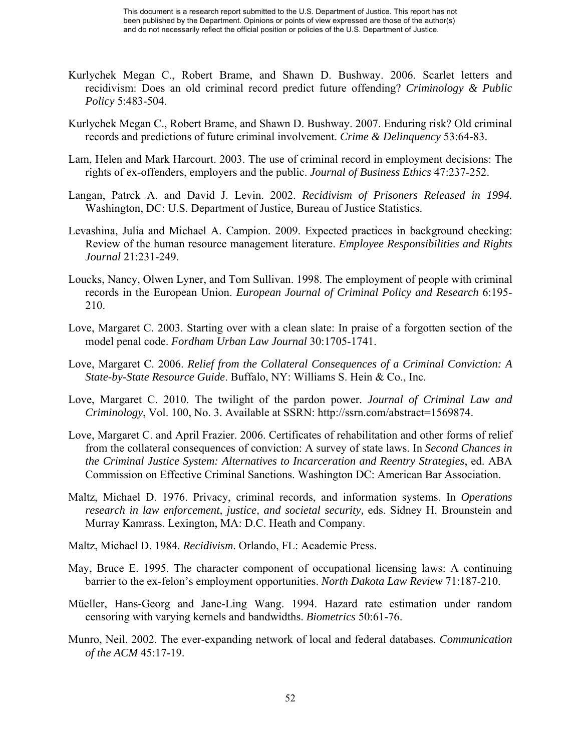Kurlychek Megan C., Robert Brame, and Shawn D. Bushway. 2006. Scarlet letters and recidivism: Does an old criminal record predict future offending? *Criminology & Public Policy* 5:483-504.

Kurlychek Megan C., Robert Brame, and Shawn D. Bushway. 2007. Enduring risk? Old criminal records and predictions of future criminal involvement. *Crime & Delinquency* 53:64-83.

Lam, Helen and Mark Harcourt. 2003. The use of criminal record in employment decisions: The rights of ex-offenders, employers and the public. *Journal of Business Ethics* 47:237-252.

Langan, Patrck A. and David J. Levin. 2002. *Recidivism of Prisoners Released in 1994.* Washington, DC: U.S. Department of Justice, Bureau of Justice Statistics.

Levashina, Julia and Michael A. Campion. 2009. Expected practices in background checking: Review of the human resource management literature. *Employee Responsibilities and Rights Journal* 21:231-249.

Loucks, Nancy, Olwen Lyner, and Tom Sullivan. 1998. The employment of people with criminal records in the European Union. *European Journal of Criminal Policy and Research* 6:195-210.

Love, Margaret C. 2003. Starting over with a clean slate: In praise of a forgotten section of the model penal code. *Fordham Urban Law Journal* 30:1705-1741.

Love, Margaret C. 2006. *Relief from the Collateral Consequences of a Criminal Conviction: A State-by-State Resource Guide*. Buffalo, NY: Williams S. Hein & Co., Inc.

Love, Margaret C. 2010. The twilight of the pardon power. *Journal of Criminal Law and Criminology*, Vol. 100, No. 3. Available at SSRN: http://ssrn.com/abstract=1569874.

Love, Margaret C. and April Frazier. 2006. Certificates of rehabilitation and other forms of relief from the collateral consequences of conviction: A survey of state laws. In *Second Chances in the Criminal Justice System: Alternatives to Incarceration and Reentry Strategies*, ed. ABA Commission on Effective Criminal Sanctions. Washington DC: American Bar Association.

Maltz, Michael D. 1976. Privacy, criminal records, and information systems. In *Operations research in law enforcement, justice, and societal security,* eds. Sidney H. Brounstein and Murray Kamrass. Lexington, MA: D.C. Heath and Company.

Maltz, Michael D. 1984. *Recidivism*. Orlando, FL: Academic Press.

May, Bruce E. 1995. The character component of occupational licensing laws: A continuing barrier to the ex-felon's employment opportunities. *North Dakota Law Review* 71:187-210.

Müeller, Hans-Georg and Jane-Ling Wang. 1994. Hazard rate estimation under random censoring with varying kernels and bandwidths. *Biometrics* 50:61-76.

Munro, Neil. 2002. The ever-expanding network of local and federal databases. *Communication of the ACM* 45:17-19.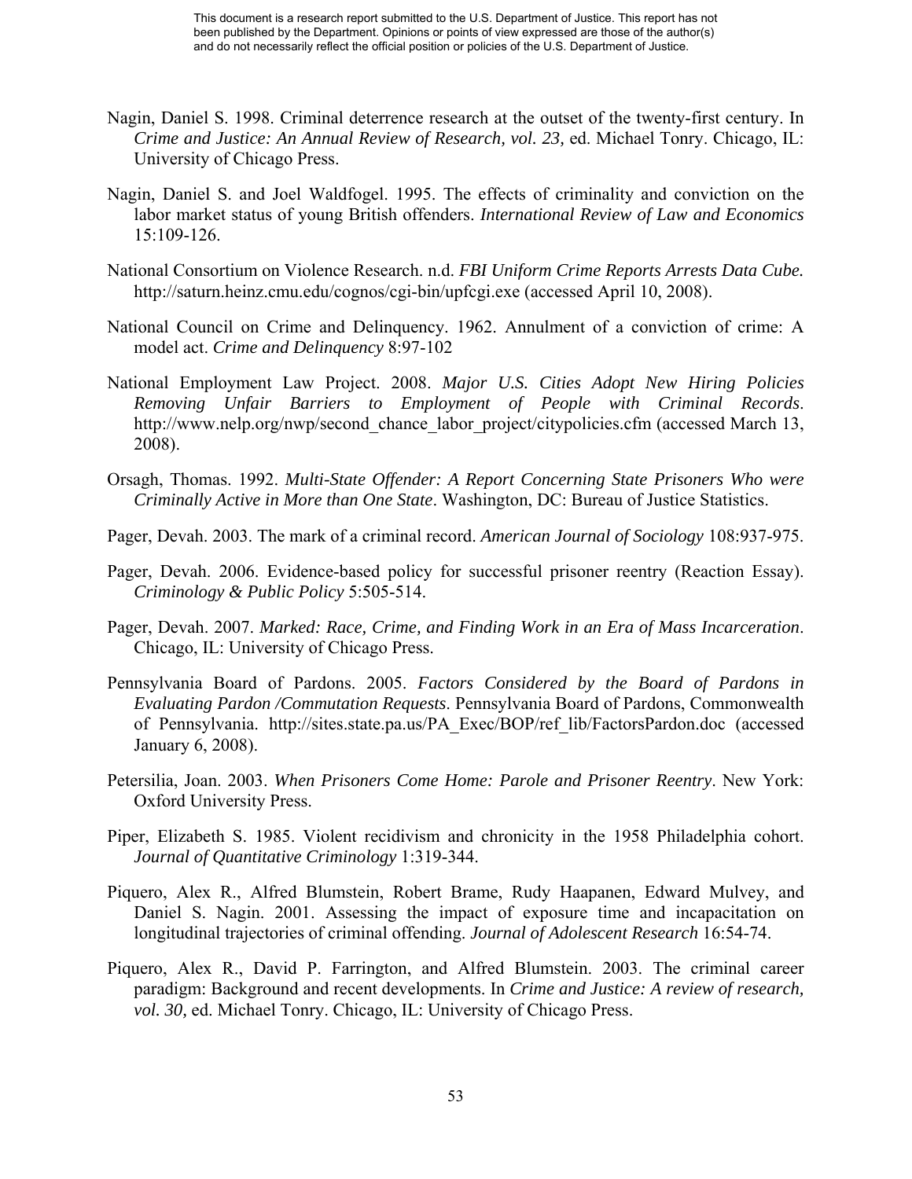Nagin, Daniel S. 1998. Criminal deterrence research at the outset of the twenty-first century. In *Crime and Justice: An Annual Review of Research, vol. 23,* ed. Michael Tonry. Chicago, IL: University of Chicago Press.

Nagin, Daniel S. and Joel Waldfogel. 1995. The effects of criminality and conviction on the labor market status of young British offenders. *International Review of Law and Economics* 15:109-126.

National Consortium on Violence Research. n.d. *FBI Uniform Crime Reports Arrests Data Cube.* http://saturn.heinz.cmu.edu/cognos/cgi-bin/upfcgi.exe (accessed April 10, 2008).

National Council on Crime and Delinquency. 1962. Annulment of a conviction of crime: A model act. *Crime and Delinquency* 8:97-102

National Employment Law Project. 2008. *Major U.S. Cities Adopt New Hiring Policies Removing Unfair Barriers to Employment of People with Criminal Records*. http://www.nelp.org/nwp/second_chance_labor_project/citypolicies.cfm (accessed March 13, 2008).

Orsagh, Thomas. 1992. *Multi-State Offender: A Report Concerning State Prisoners Who were Criminally Active in More than One State*. Washington, DC: Bureau of Justice Statistics.

Pager, Devah. 2003. The mark of a criminal record. *American Journal of Sociology* 108:937-975.

Pager, Devah. 2006. Evidence-based policy for successful prisoner reentry (Reaction Essay). *Criminology & Public Policy* 5:505-514.

Pager, Devah. 2007. *Marked: Race, Crime, and Finding Work in an Era of Mass Incarceration*. Chicago, IL: University of Chicago Press.

Pennsylvania Board of Pardons. 2005. *Factors Considered by the Board of Pardons in Evaluating Pardon /Commutation Requests*. Pennsylvania Board of Pardons, Commonwealth of Pennsylvania. http://sites.state.pa.us/PA_Exec/BOP/ref_lib/FactorsPardon.doc (accessed January 6, 2008).

Petersilia, Joan. 2003. *When Prisoners Come Home: Parole and Prisoner Reentry*. New York: Oxford University Press.

Piper, Elizabeth S. 1985. Violent recidivism and chronicity in the 1958 Philadelphia cohort. *Journal of Quantitative Criminology* 1:319-344.

Piquero, Alex R., Alfred Blumstein, Robert Brame, Rudy Haapanen, Edward Mulvey, and Daniel S. Nagin. 2001. Assessing the impact of exposure time and incapacitation on longitudinal trajectories of criminal offending. *Journal of Adolescent Research* 16:54-74.

Piquero, Alex R., David P. Farrington, and Alfred Blumstein. 2003. The criminal career paradigm: Background and recent developments. In *Crime and Justice: A review of research, vol. 30,* ed. Michael Tonry. Chicago, IL: University of Chicago Press.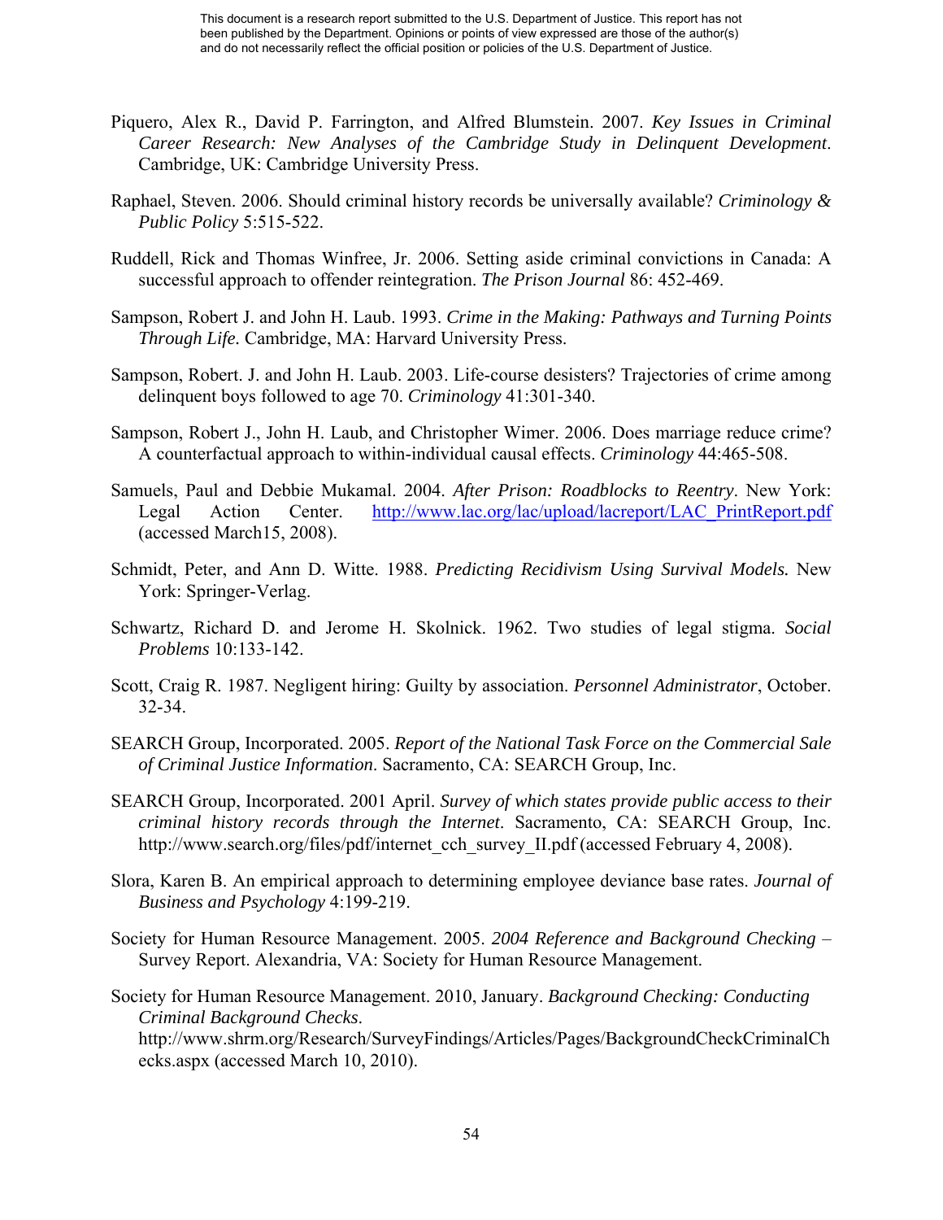Piquero, Alex R., David P. Farrington, and Alfred Blumstein. 2007. *Key Issues in Criminal Career Research: New Analyses of the Cambridge Study in Delinquent Development*. Cambridge, UK: Cambridge University Press.

Raphael, Steven. 2006. Should criminal history records be universally available? *Criminology & Public Policy* 5:515-522.

Ruddell, Rick and Thomas Winfree, Jr. 2006. Setting aside criminal convictions in Canada: A successful approach to offender reintegration. *The Prison Journal* 86: 452-469.

Sampson, Robert J. and John H. Laub. 1993. *Crime in the Making: Pathways and Turning Points Through Life.* Cambridge, MA: Harvard University Press.

Sampson, Robert. J. and John H. Laub. 2003. Life-course desisters? Trajectories of crime among delinquent boys followed to age 70. *Criminology* 41:301-340.

Sampson, Robert J., John H. Laub, and Christopher Wimer. 2006. Does marriage reduce crime? A counterfactual approach to within-individual causal effects. *Criminology* 44:465-508.

Samuels, Paul and Debbie Mukamal. 2004. *After Prison: Roadblocks to Reentry*. New York: Legal Action Center. http://www.lac.org/lac/upload/lacreport/LAC_PrintReport.pdf (accessed March15, 2008).

Schmidt, Peter, and Ann D. Witte. 1988. *Predicting Recidivism Using Survival Models.* New York: Springer-Verlag.

Schwartz, Richard D. and Jerome H. Skolnick. 1962. Two studies of legal stigma. *Social Problems* 10:133-142.

Scott, Craig R. 1987. Negligent hiring: Guilty by association. *Personnel Administrator*, October. 32-34.

SEARCH Group, Incorporated. 2005. *Report of the National Task Force on the Commercial Sale of Criminal Justice Information*. Sacramento, CA: SEARCH Group, Inc.

SEARCH Group, Incorporated. 2001 April. *Survey of which states provide public access to their criminal history records through the Internet*. Sacramento, CA: SEARCH Group, Inc. http://www.search.org/files/pdf/internet_cch_survey_II.pdf (accessed February 4, 2008).

Slora, Karen B. An empirical approach to determining employee deviance base rates. *Journal of Business and Psychology* 4:199-219.

Society for Human Resource Management. 2005. *2004 Reference and Background Checking* – Survey Report. Alexandria, VA: Society for Human Resource Management.

Society for Human Resource Management. 2010, January. *Background Checking: Conducting Criminal Background Checks*. http://www.shrm.org/Research/SurveyFindings/Articles/Pages/BackgroundCheckCriminalChecks.aspx (accessed March 10, 2010).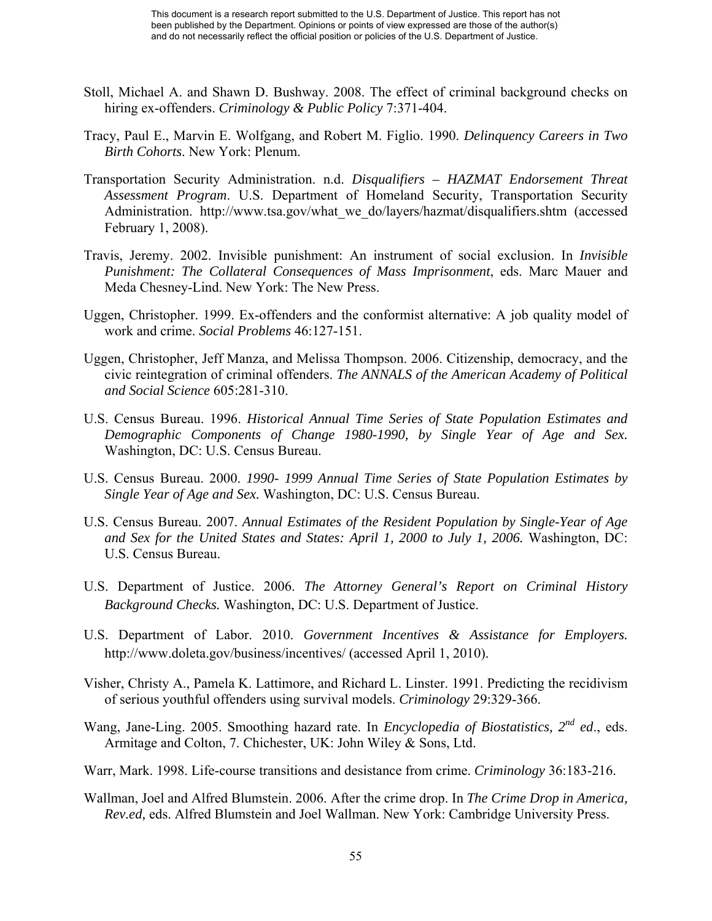Stoll, Michael A. and Shawn D. Bushway. 2008. The effect of criminal background checks on hiring ex-offenders. *Criminology & Public Policy* 7:371-404.

Tracy, Paul E., Marvin E. Wolfgang, and Robert M. Figlio. 1990. *Delinquency Careers in Two Birth Cohorts*. New York: Plenum.

Transportation Security Administration. n.d. *Disqualifiers – HAZMAT Endorsement Threat Assessment Program*. U.S. Department of Homeland Security, Transportation Security Administration. http://www.tsa.gov/what_we_do/layers/hazmat/disqualifiers.shtm (accessed February 1, 2008).

Travis, Jeremy. 2002. Invisible punishment: An instrument of social exclusion. In *Invisible Punishment: The Collateral Consequences of Mass Imprisonment*, eds. Marc Mauer and Meda Chesney-Lind. New York: The New Press.

Uggen, Christopher. 1999. Ex-offenders and the conformist alternative: A job quality model of work and crime. *Social Problems* 46:127-151.

Uggen, Christopher, Jeff Manza, and Melissa Thompson. 2006. Citizenship, democracy, and the civic reintegration of criminal offenders. *The ANNALS of the American Academy of Political and Social Science* 605:281-310.

U.S. Census Bureau. 1996. *Historical Annual Time Series of State Population Estimates and Demographic Components of Change 1980-1990, by Single Year of Age and Sex.* Washington, DC: U.S. Census Bureau.

U.S. Census Bureau. 2000. *1990- 1999 Annual Time Series of State Population Estimates by Single Year of Age and Sex.* Washington, DC: U.S. Census Bureau.

U.S. Census Bureau. 2007. *Annual Estimates of the Resident Population by Single-Year of Age and Sex for the United States and States: April 1, 2000 to July 1, 2006.* Washington, DC: U.S. Census Bureau.

U.S. Department of Justice. 2006. *The Attorney General's Report on Criminal History Background Checks.* Washington, DC: U.S. Department of Justice.

U.S. Department of Labor. 2010. *Government Incentives & Assistance for Employers.* http://www.doleta.gov/business/incentives/ (accessed April 1, 2010).

Visher, Christy A., Pamela K. Lattimore, and Richard L. Linster. 1991. Predicting the recidivism of serious youthful offenders using survival models. *Criminology* 29:329-366.

Wang, Jane-Ling. 2005. Smoothing hazard rate. In *Encyclopedia of Biostatistics, 2nd ed*., eds. Armitage and Colton, 7. Chichester, UK: John Wiley & Sons, Ltd.

Warr, Mark. 1998. Life-course transitions and desistance from crime. *Criminology* 36:183-216.

Wallman, Joel and Alfred Blumstein. 2006. After the crime drop. In *The Crime Drop in America, Rev.ed,* eds. Alfred Blumstein and Joel Wallman. New York: Cambridge University Press.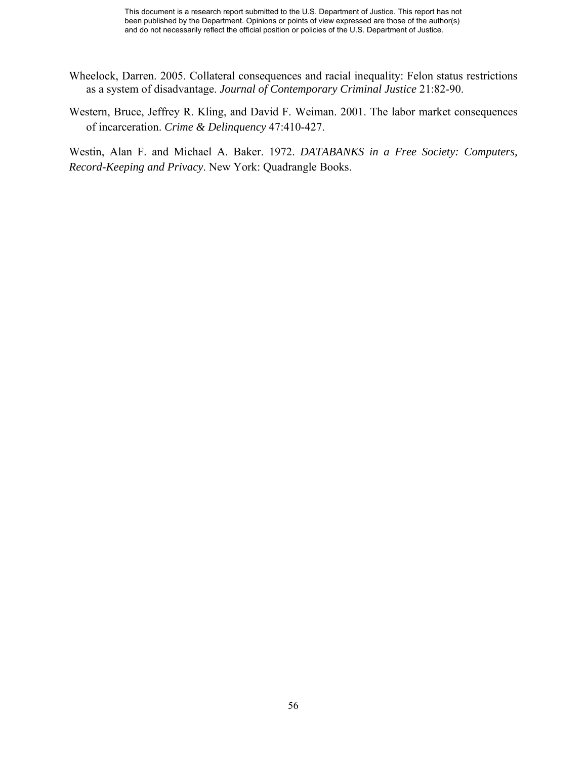Wheelock, Darren. 2005. Collateral consequences and racial inequality: Felon status restrictions as a system of disadvantage. *Journal of Contemporary Criminal Justice* 21:82-90.

Western, Bruce, Jeffrey R. Kling, and David F. Weiman. 2001. The labor market consequences of incarceration. *Crime & Delinquency* 47:410-427.

Westin, Alan F. and Michael A. Baker. 1972. *DATABANKS in a Free Society: Computers, Record-Keeping and Privacy*. New York: Quadrangle Books.